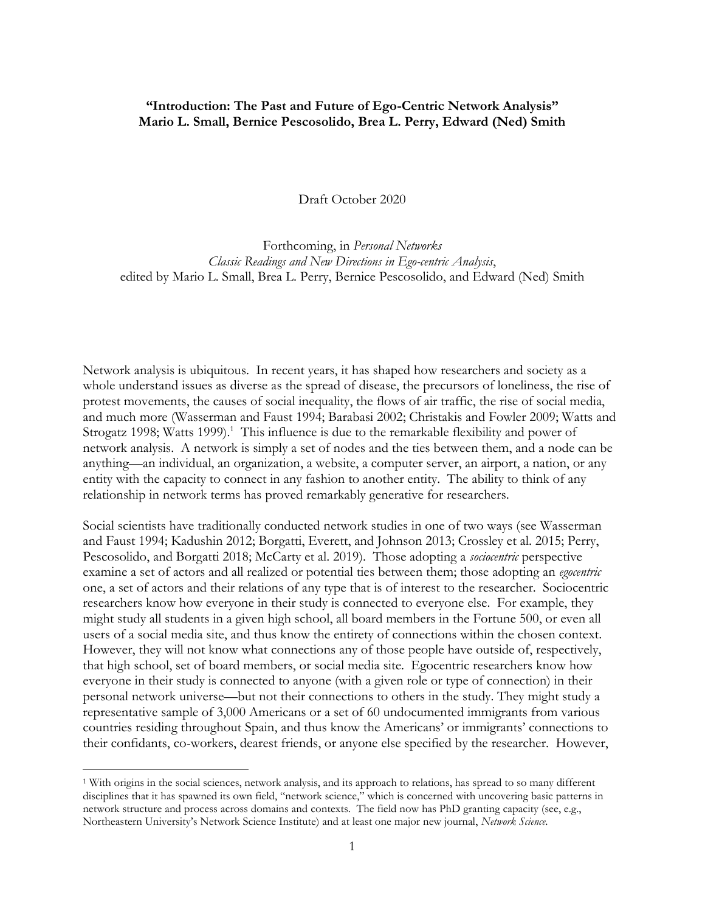**"Introduction: The Past and Future of Ego-Centric Network Analysis"**
**Mario L. Small, Bernice Pescosolido, Brea L. Perry, Edward (Ned) Smith**

Draft October 2020

Forthcoming, in *Personal Networks*
*Classic Readings and New Directions in Ego-centric Analysis*,
edited by Mario L. Small, Brea L. Perry, Bernice Pescosolido, and Edward (Ned) Smith

Network analysis is ubiquitous. In recent years, it has shaped how researchers and society as a whole understand issues as diverse as the spread of disease, the precursors of loneliness, the rise of protest movements, the causes of social inequality, the flows of air traffic, the rise of social media, and much more (Wasserman and Faust 1994; Barabasi 2002; Christakis and Fowler 2009; Watts and Strogatz 1998; Watts 1999).[1] This influence is due to the remarkable flexibility and power of network analysis. A network is simply a set of nodes and the ties between them, and a node can be anything—an individual, an organization, a website, a computer server, an airport, a nation, or any entity with the capacity to connect in any fashion to another entity. The ability to think of any relationship in network terms has proved remarkably generative for researchers.

Social scientists have traditionally conducted network studies in one of two ways (see Wasserman and Faust 1994; Kadushin 2012; Borgatti, Everett, and Johnson 2013; Crossley et al. 2015; Perry, Pescosolido, and Borgatti 2018; McCarty et al. 2019). Those adopting a *sociocentric* perspective examine a set of actors and all realized or potential ties between them; those adopting an *egocentric* one, a set of actors and their relations of any type that is of interest to the researcher. Sociocentric researchers know how everyone in their study is connected to everyone else. For example, they might study all students in a given high school, all board members in the Fortune 500, or even all users of a social media site, and thus know the entirety of connections within the chosen context. However, they will not know what connections any of those people have outside of, respectively, that high school, set of board members, or social media site. Egocentric researchers know how everyone in their study is connected to anyone (with a given role or type of connection) in their personal network universe—but not their connections to others in the study. They might study a representative sample of 3,000 Americans or a set of 60 undocumented immigrants from various countries residing throughout Spain, and thus know the Americans' or immigrants' connections to their confidants, co-workers, dearest friends, or anyone else specified by the researcher. However,

[1] With origins in the social sciences, network analysis, and its approach to relations, has spread to so many different disciplines that it has spawned its own field, "network science," which is concerned with uncovering basic patterns in network structure and process across domains and contexts. The field now has PhD granting capacity (see, e.g., Northeastern University's Network Science Institute) and at least one major new journal, *Network Science*.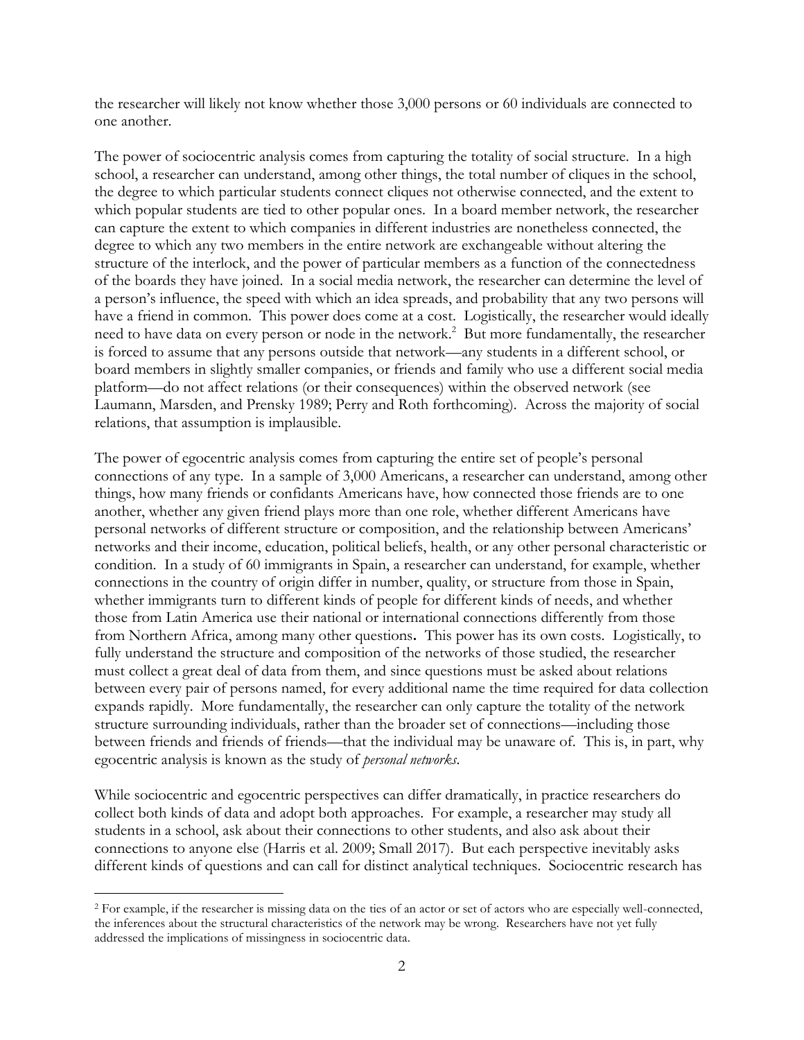the researcher will likely not know whether those 3,000 persons or 60 individuals are connected to one another.

The power of sociocentric analysis comes from capturing the totality of social structure. In a high school, a researcher can understand, among other things, the total number of cliques in the school, the degree to which particular students connect cliques not otherwise connected, and the extent to which popular students are tied to other popular ones. In a board member network, the researcher can capture the extent to which companies in different industries are nonetheless connected, the degree to which any two members in the entire network are exchangeable without altering the structure of the interlock, and the power of particular members as a function of the connectedness of the boards they have joined. In a social media network, the researcher can determine the level of a person's influence, the speed with which an idea spreads, and probability that any two persons will have a friend in common. This power does come at a cost. Logistically, the researcher would ideally need to have data on every person or node in the network.[2] But more fundamentally, the researcher is forced to assume that any persons outside that network—any students in a different school, or board members in slightly smaller companies, or friends and family who use a different social media platform—do not affect relations (or their consequences) within the observed network (see Laumann, Marsden, and Prensky 1989; Perry and Roth forthcoming). Across the majority of social relations, that assumption is implausible.

The power of egocentric analysis comes from capturing the entire set of people's personal connections of any type. In a sample of 3,000 Americans, a researcher can understand, among other things, how many friends or confidants Americans have, how connected those friends are to one another, whether any given friend plays more than one role, whether different Americans have personal networks of different structure or composition, and the relationship between Americans' networks and their income, education, political beliefs, health, or any other personal characteristic or condition. In a study of 60 immigrants in Spain, a researcher can understand, for example, whether connections in the country of origin differ in number, quality, or structure from those in Spain, whether immigrants turn to different kinds of people for different kinds of needs, and whether those from Latin America use their national or international connections differently from those from Northern Africa, among many other questions. This power has its own costs. Logistically, to fully understand the structure and composition of the networks of those studied, the researcher must collect a great deal of data from them, and since questions must be asked about relations between every pair of persons named, for every additional name the time required for data collection expands rapidly. More fundamentally, the researcher can only capture the totality of the network structure surrounding individuals, rather than the broader set of connections—including those between friends and friends of friends—that the individual may be unaware of. This is, in part, why egocentric analysis is known as the study of *personal networks*.

While sociocentric and egocentric perspectives can differ dramatically, in practice researchers do collect both kinds of data and adopt both approaches. For example, a researcher may study all students in a school, ask about their connections to other students, and also ask about their connections to anyone else (Harris et al. 2009; Small 2017). But each perspective inevitably asks different kinds of questions and can call for distinct analytical techniques. Sociocentric research has

[2] For example, if the researcher is missing data on the ties of an actor or set of actors who are especially well-connected, the inferences about the structural characteristics of the network may be wrong. Researchers have not yet fully addressed the implications of missingness in sociocentric data.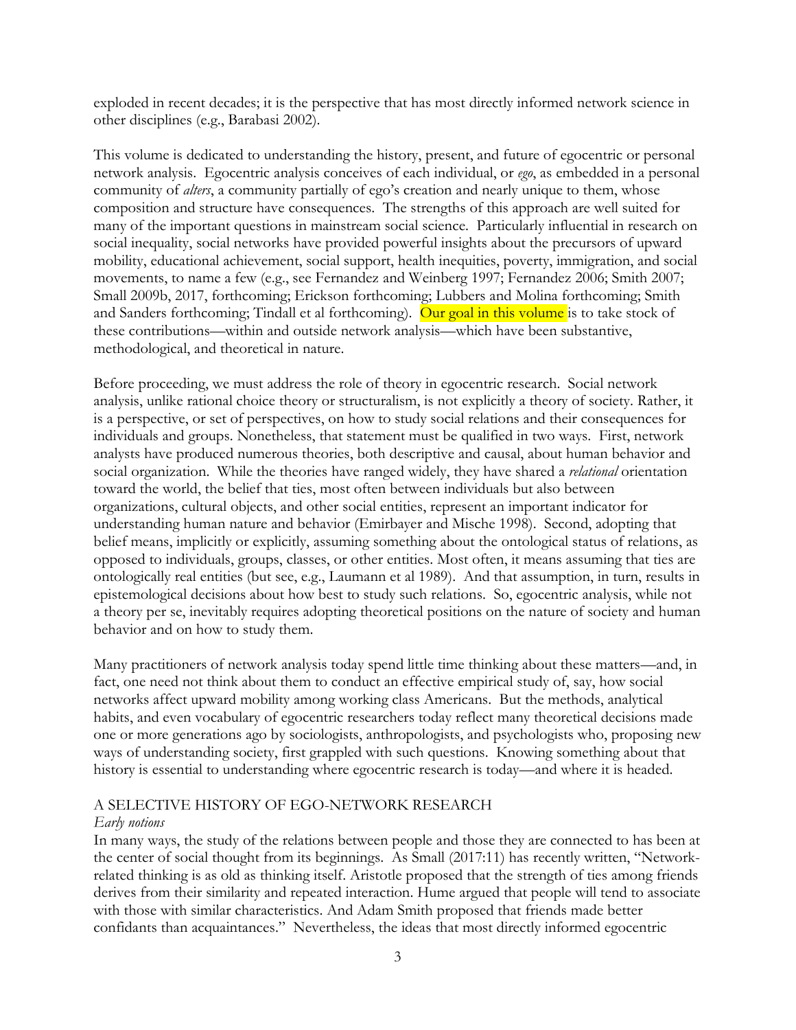exploded in recent decades; it is the perspective that has most directly informed network science in other disciplines (e.g., Barabasi 2002).

This volume is dedicated to understanding the history, present, and future of egocentric or personal network analysis. Egocentric analysis conceives of each individual, or *ego*, as embedded in a personal community of *alters*, a community partially of ego's creation and nearly unique to them, whose composition and structure have consequences. The strengths of this approach are well suited for many of the important questions in mainstream social science. Particularly influential in research on social inequality, social networks have provided powerful insights about the precursors of upward mobility, educational achievement, social support, health inequities, poverty, immigration, and social movements, to name a few (e.g., see Fernandez and Weinberg 1997; Fernandez 2006; Smith 2007; Small 2009b, 2017, forthcoming; Erickson forthcoming; Lubbers and Molina forthcoming; Smith and Sanders forthcoming; Tindall et al forthcoming). Our goal in this volume is to take stock of these contributions—within and outside network analysis—which have been substantive, methodological, and theoretical in nature.

Before proceeding, we must address the role of theory in egocentric research. Social network analysis, unlike rational choice theory or structuralism, is not explicitly a theory of society. Rather, it is a perspective, or set of perspectives, on how to study social relations and their consequences for individuals and groups. Nonetheless, that statement must be qualified in two ways. First, network analysts have produced numerous theories, both descriptive and causal, about human behavior and social organization. While the theories have ranged widely, they have shared a *relational* orientation toward the world, the belief that ties, most often between individuals but also between organizations, cultural objects, and other social entities, represent an important indicator for understanding human nature and behavior (Emirbayer and Mische 1998). Second, adopting that belief means, implicitly or explicitly, assuming something about the ontological status of relations, as opposed to individuals, groups, classes, or other entities. Most often, it means assuming that ties are ontologically real entities (but see, e.g., Laumann et al 1989). And that assumption, in turn, results in epistemological decisions about how best to study such relations. So, egocentric analysis, while not a theory per se, inevitably requires adopting theoretical positions on the nature of society and human behavior and on how to study them.

Many practitioners of network analysis today spend little time thinking about these matters—and, in fact, one need not think about them to conduct an effective empirical study of, say, how social networks affect upward mobility among working class Americans. But the methods, analytical habits, and even vocabulary of egocentric researchers today reflect many theoretical decisions made one or more generations ago by sociologists, anthropologists, and psychologists who, proposing new ways of understanding society, first grappled with such questions. Knowing something about that history is essential to understanding where egocentric research is today—and where it is headed.

## A SELECTIVE HISTORY OF EGO-NETWORK RESEARCH

### *Early notions*

In many ways, the study of the relations between people and those they are connected to has been at the center of social thought from its beginnings. As Small (2017:11) has recently written, "Network-related thinking is as old as thinking itself. Aristotle proposed that the strength of ties among friends derives from their similarity and repeated interaction. Hume argued that people will tend to associate with those with similar characteristics. And Adam Smith proposed that friends made better confidants than acquaintances." Nevertheless, the ideas that most directly informed egocentric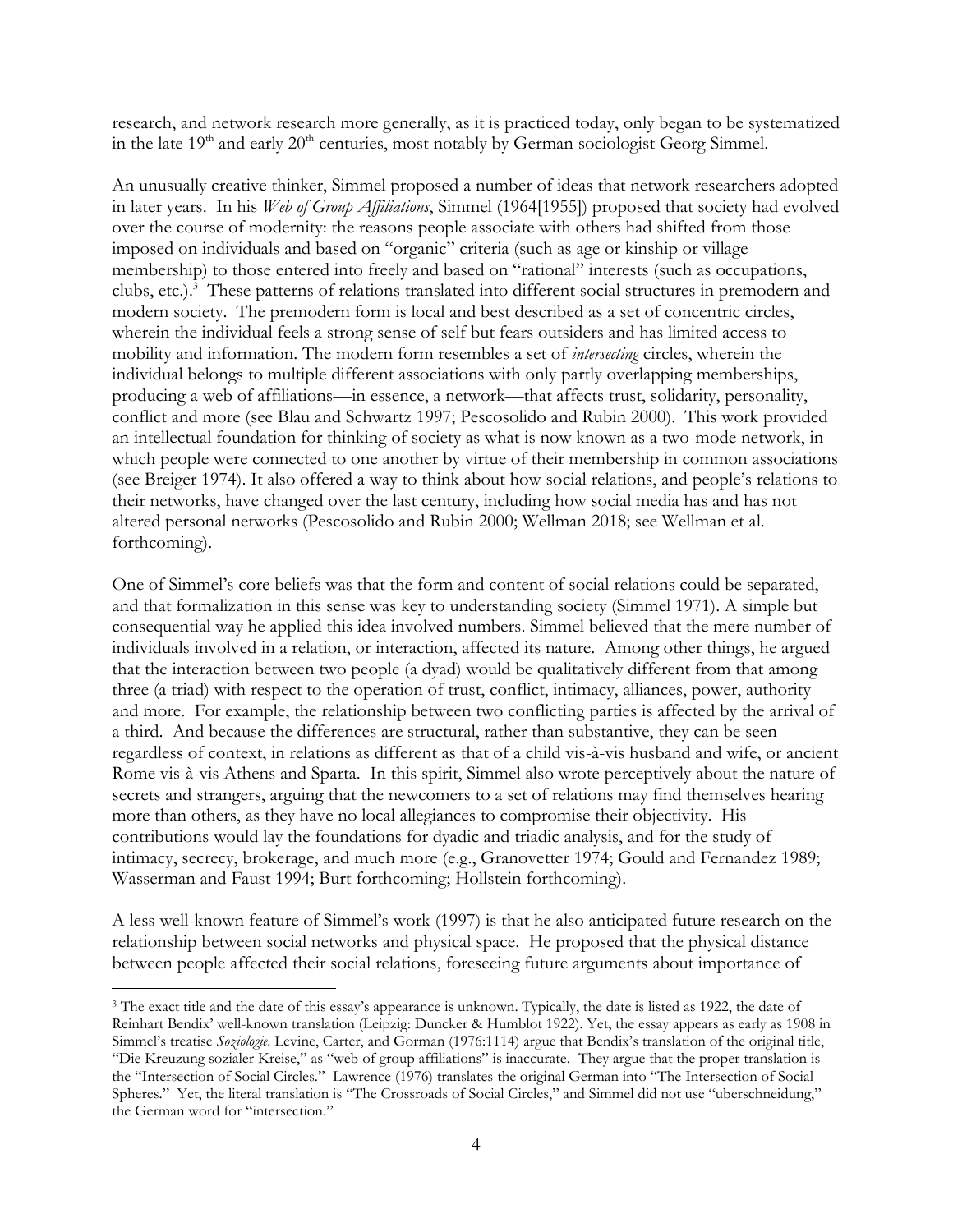research, and network research more generally, as it is practiced today, only began to be systematized in the late 19th and early 20th centuries, most notably by German sociologist Georg Simmel.

An unusually creative thinker, Simmel proposed a number of ideas that network researchers adopted in later years. In his *Web of Group Affiliations*, Simmel (1964[1955]) proposed that society had evolved over the course of modernity: the reasons people associate with others had shifted from those imposed on individuals and based on "organic" criteria (such as age or kinship or village membership) to those entered into freely and based on "rational" interests (such as occupations, clubs, etc.).[3] These patterns of relations translated into different social structures in premodern and modern society. The premodern form is local and best described as a set of concentric circles, wherein the individual feels a strong sense of self but fears outsiders and has limited access to mobility and information. The modern form resembles a set of *intersecting* circles, wherein the individual belongs to multiple different associations with only partly overlapping memberships, producing a web of affiliations—in essence, a network—that affects trust, solidarity, personality, conflict and more (see Blau and Schwartz 1997; Pescosolido and Rubin 2000). This work provided an intellectual foundation for thinking of society as what is now known as a two-mode network, in which people were connected to one another by virtue of their membership in common associations (see Breiger 1974). It also offered a way to think about how social relations, and people's relations to their networks, have changed over the last century, including how social media has and has not altered personal networks (Pescosolido and Rubin 2000; Wellman 2018; see Wellman et al. forthcoming).

One of Simmel's core beliefs was that the form and content of social relations could be separated, and that formalization in this sense was key to understanding society (Simmel 1971). A simple but consequential way he applied this idea involved numbers. Simmel believed that the mere number of individuals involved in a relation, or interaction, affected its nature. Among other things, he argued that the interaction between two people (a dyad) would be qualitatively different from that among three (a triad) with respect to the operation of trust, conflict, intimacy, alliances, power, authority and more. For example, the relationship between two conflicting parties is affected by the arrival of a third. And because the differences are structural, rather than substantive, they can be seen regardless of context, in relations as different as that of a child vis-à-vis husband and wife, or ancient Rome vis-à-vis Athens and Sparta. In this spirit, Simmel also wrote perceptively about the nature of secrets and strangers, arguing that the newcomers to a set of relations may find themselves hearing more than others, as they have no local allegiances to compromise their objectivity. His contributions would lay the foundations for dyadic and triadic analysis, and for the study of intimacy, secrecy, brokerage, and much more (e.g., Granovetter 1974; Gould and Fernandez 1989; Wasserman and Faust 1994; Burt forthcoming; Hollstein forthcoming).

A less well-known feature of Simmel's work (1997) is that he also anticipated future research on the relationship between social networks and physical space. He proposed that the physical distance between people affected their social relations, foreseeing future arguments about importance of

---

[3] The exact title and the date of this essay's appearance is unknown. Typically, the date is listed as 1922, the date of Reinhart Bendix' well-known translation (Leipzig: Duncker & Humblot 1922). Yet, the essay appears as early as 1908 in Simmel's treatise *Soziologie*. Levine, Carter, and Gorman (1976:1114) argue that Bendix's translation of the original title, "Die Kreuzung sozialer Kreise," as "web of group affiliations" is inaccurate. They argue that the proper translation is the "Intersection of Social Circles." Lawrence (1976) translates the original German into "The Intersection of Social Spheres." Yet, the literal translation is "The Crossroads of Social Circles," and Simmel did not use "uberschneidung," the German word for "intersection."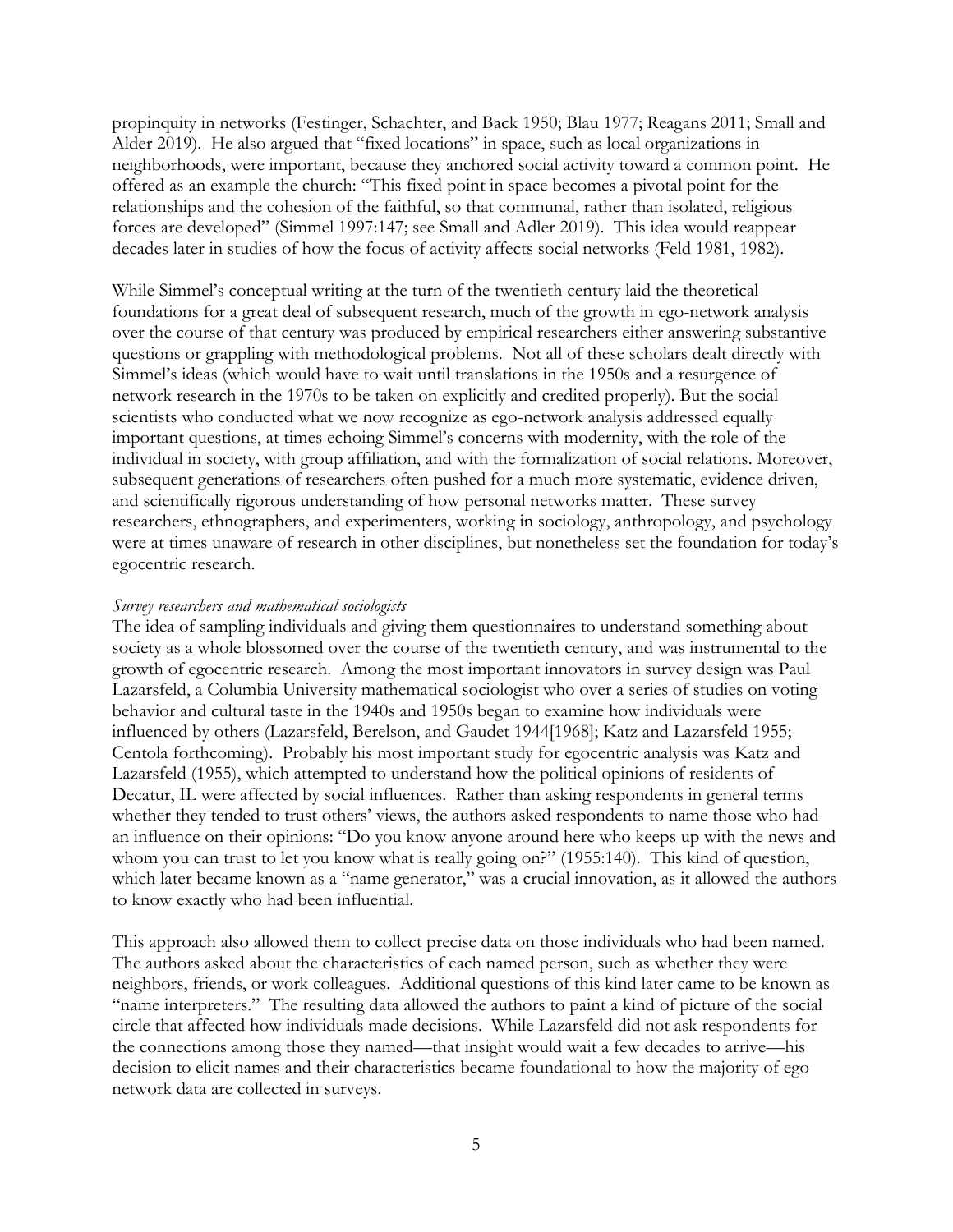propinquity in networks (Festinger, Schachter, and Back 1950; Blau 1977; Reagans 2011; Small and Alder 2019). He also argued that "fixed locations" in space, such as local organizations in neighborhoods, were important, because they anchored social activity toward a common point. He offered as an example the church: "This fixed point in space becomes a pivotal point for the relationships and the cohesion of the faithful, so that communal, rather than isolated, religious forces are developed" (Simmel 1997:147; see Small and Adler 2019). This idea would reappear decades later in studies of how the focus of activity affects social networks (Feld 1981, 1982).

While Simmel's conceptual writing at the turn of the twentieth century laid the theoretical foundations for a great deal of subsequent research, much of the growth in ego-network analysis over the course of that century was produced by empirical researchers either answering substantive questions or grappling with methodological problems. Not all of these scholars dealt directly with Simmel's ideas (which would have to wait until translations in the 1950s and a resurgence of network research in the 1970s to be taken on explicitly and credited properly). But the social scientists who conducted what we now recognize as ego-network analysis addressed equally important questions, at times echoing Simmel's concerns with modernity, with the role of the individual in society, with group affiliation, and with the formalization of social relations. Moreover, subsequent generations of researchers often pushed for a much more systematic, evidence driven, and scientifically rigorous understanding of how personal networks matter. These survey researchers, ethnographers, and experimenters, working in sociology, anthropology, and psychology were at times unaware of research in other disciplines, but nonetheless set the foundation for today's egocentric research.

*Survey researchers and mathematical sociologists*

The idea of sampling individuals and giving them questionnaires to understand something about society as a whole blossomed over the course of the twentieth century, and was instrumental to the growth of egocentric research. Among the most important innovators in survey design was Paul Lazarsfeld, a Columbia University mathematical sociologist who over a series of studies on voting behavior and cultural taste in the 1940s and 1950s began to examine how individuals were influenced by others (Lazarsfeld, Berelson, and Gaudet 1944[1968]; Katz and Lazarsfeld 1955; Centola forthcoming). Probably his most important study for egocentric analysis was Katz and Lazarsfeld (1955), which attempted to understand how the political opinions of residents of Decatur, IL were affected by social influences. Rather than asking respondents in general terms whether they tended to trust others' views, the authors asked respondents to name those who had an influence on their opinions: "Do you know anyone around here who keeps up with the news and whom you can trust to let you know what is really going on?" (1955:140). This kind of question, which later became known as a "name generator," was a crucial innovation, as it allowed the authors to know exactly who had been influential.

This approach also allowed them to collect precise data on those individuals who had been named. The authors asked about the characteristics of each named person, such as whether they were neighbors, friends, or work colleagues. Additional questions of this kind later came to be known as "name interpreters." The resulting data allowed the authors to paint a kind of picture of the social circle that affected how individuals made decisions. While Lazarsfeld did not ask respondents for the connections among those they named—that insight would wait a few decades to arrive—his decision to elicit names and their characteristics became foundational to how the majority of ego network data are collected in surveys.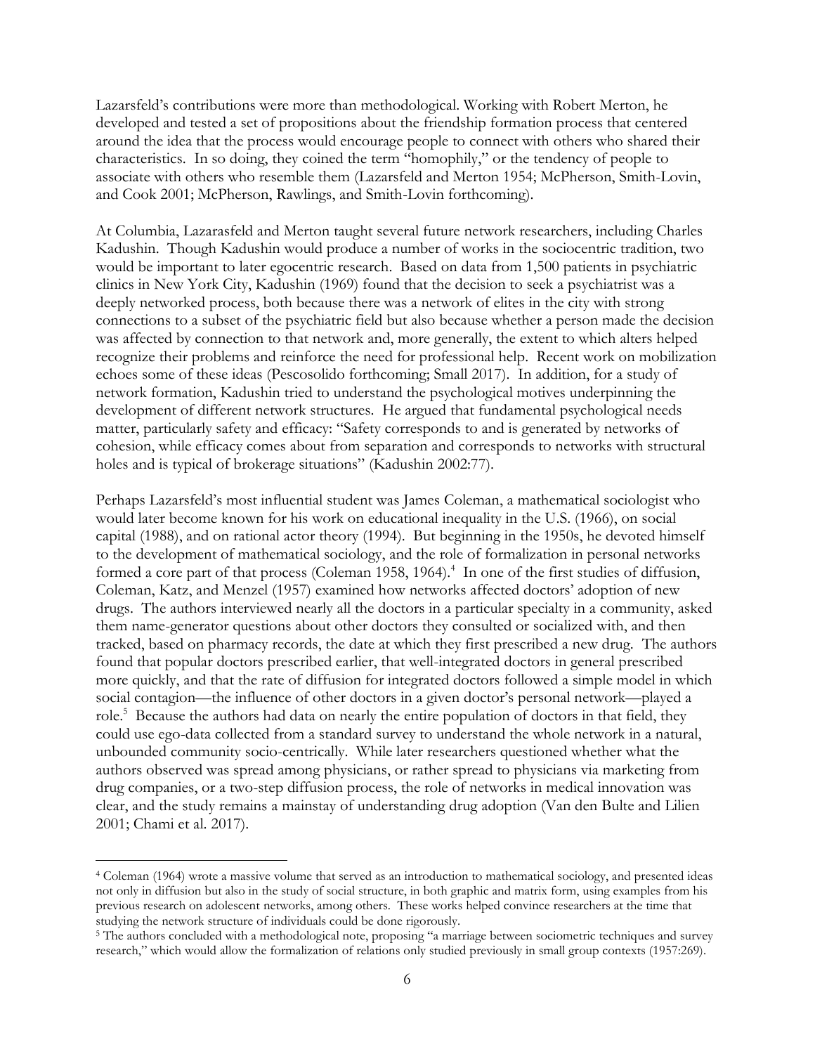Lazarsfeld's contributions were more than methodological. Working with Robert Merton, he developed and tested a set of propositions about the friendship formation process that centered around the idea that the process would encourage people to connect with others who shared their characteristics. In so doing, they coined the term "homophily," or the tendency of people to associate with others who resemble them (Lazarsfeld and Merton 1954; McPherson, Smith-Lovin, and Cook 2001; McPherson, Rawlings, and Smith-Lovin forthcoming).

At Columbia, Lazarasfeld and Merton taught several future network researchers, including Charles Kadushin. Though Kadushin would produce a number of works in the sociocentric tradition, two would be important to later egocentric research. Based on data from 1,500 patients in psychiatric clinics in New York City, Kadushin (1969) found that the decision to seek a psychiatrist was a deeply networked process, both because there was a network of elites in the city with strong connections to a subset of the psychiatric field but also because whether a person made the decision was affected by connection to that network and, more generally, the extent to which alters helped recognize their problems and reinforce the need for professional help. Recent work on mobilization echoes some of these ideas (Pescosolido forthcoming; Small 2017). In addition, for a study of network formation, Kadushin tried to understand the psychological motives underpinning the development of different network structures. He argued that fundamental psychological needs matter, particularly safety and efficacy: "Safety corresponds to and is generated by networks of cohesion, while efficacy comes about from separation and corresponds to networks with structural holes and is typical of brokerage situations" (Kadushin 2002:77).

Perhaps Lazarsfeld's most influential student was James Coleman, a mathematical sociologist who would later become known for his work on educational inequality in the U.S. (1966), on social capital (1988), and on rational actor theory (1994). But beginning in the 1950s, he devoted himself to the development of mathematical sociology, and the role of formalization in personal networks formed a core part of that process (Coleman 1958, 1964).[4] In one of the first studies of diffusion, Coleman, Katz, and Menzel (1957) examined how networks affected doctors' adoption of new drugs. The authors interviewed nearly all the doctors in a particular specialty in a community, asked them name-generator questions about other doctors they consulted or socialized with, and then tracked, based on pharmacy records, the date at which they first prescribed a new drug. The authors found that popular doctors prescribed earlier, that well-integrated doctors in general prescribed more quickly, and that the rate of diffusion for integrated doctors followed a simple model in which social contagion—the influence of other doctors in a given doctor's personal network—played a role.[5] Because the authors had data on nearly the entire population of doctors in that field, they could use ego-data collected from a standard survey to understand the whole network in a natural, unbounded community socio-centrically. While later researchers questioned whether what the authors observed was spread among physicians, or rather spread to physicians via marketing from drug companies, or a two-step diffusion process, the role of networks in medical innovation was clear, and the study remains a mainstay of understanding drug adoption (Van den Bulte and Lilien 2001; Chami et al. 2017).

---

[4] Coleman (1964) wrote a massive volume that served as an introduction to mathematical sociology, and presented ideas not only in diffusion but also in the study of social structure, in both graphic and matrix form, using examples from his previous research on adolescent networks, among others. These works helped convince researchers at the time that studying the network structure of individuals could be done rigorously.

[5] The authors concluded with a methodological note, proposing "a marriage between sociometric techniques and survey research," which would allow the formalization of relations only studied previously in small group contexts (1957:269).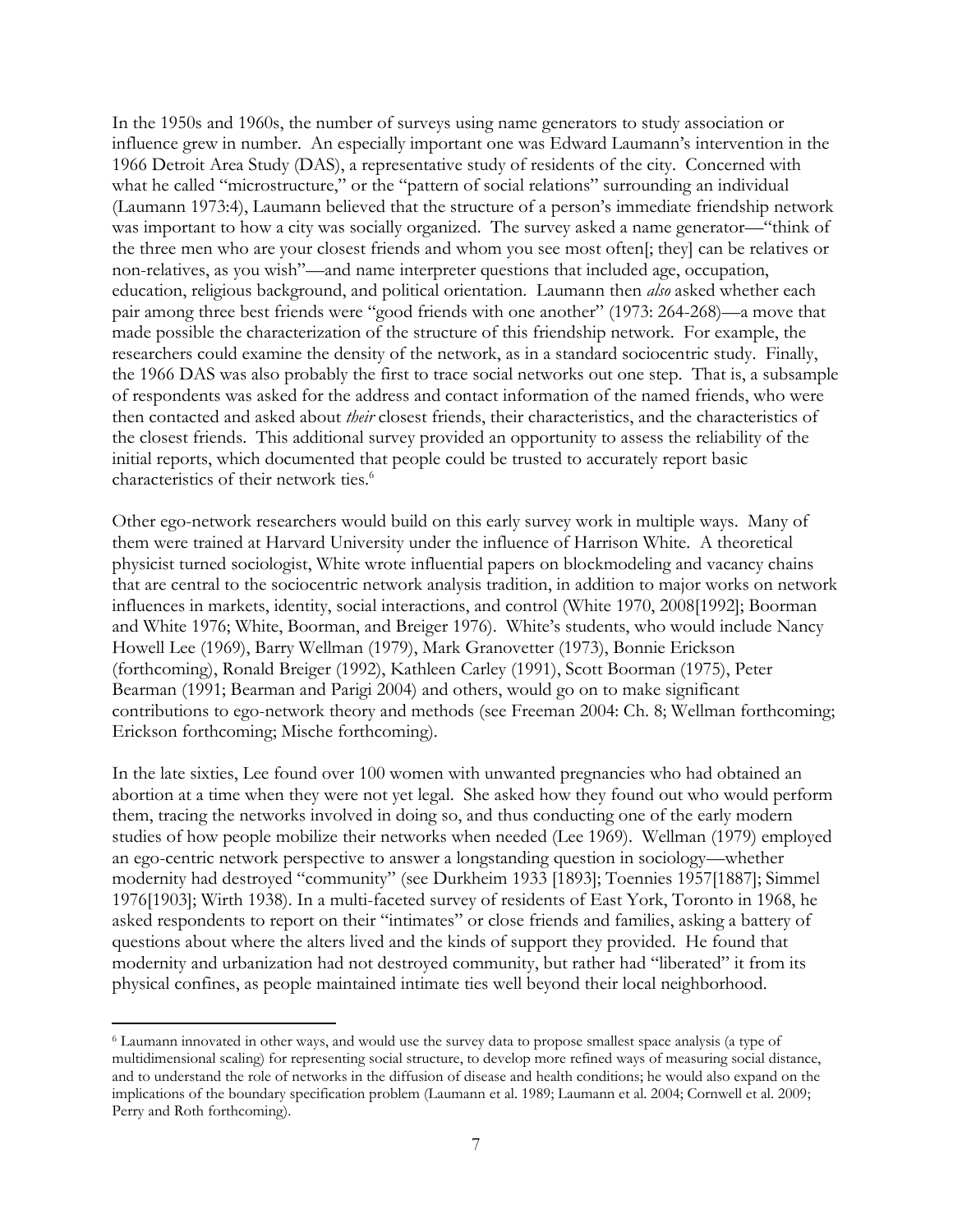In the 1950s and 1960s, the number of surveys using name generators to study association or influence grew in number. An especially important one was Edward Laumann's intervention in the 1966 Detroit Area Study (DAS), a representative study of residents of the city. Concerned with what he called "microstructure," or the "pattern of social relations" surrounding an individual (Laumann 1973:4), Laumann believed that the structure of a person's immediate friendship network was important to how a city was socially organized. The survey asked a name generator—"think of the three men who are your closest friends and whom you see most often[; they] can be relatives or non-relatives, as you wish"—and name interpreter questions that included age, occupation, education, religious background, and political orientation. Laumann then *also* asked whether each pair among three best friends were "good friends with one another" (1973: 264-268)—a move that made possible the characterization of the structure of this friendship network. For example, the researchers could examine the density of the network, as in a standard sociocentric study. Finally, the 1966 DAS was also probably the first to trace social networks out one step. That is, a subsample of respondents was asked for the address and contact information of the named friends, who were then contacted and asked about *their* closest friends, their characteristics, and the characteristics of the closest friends. This additional survey provided an opportunity to assess the reliability of the initial reports, which documented that people could be trusted to accurately report basic characteristics of their network ties.[6]

Other ego-network researchers would build on this early survey work in multiple ways. Many of them were trained at Harvard University under the influence of Harrison White. A theoretical physicist turned sociologist, White wrote influential papers on blockmodeling and vacancy chains that are central to the sociocentric network analysis tradition, in addition to major works on network influences in markets, identity, social interactions, and control (White 1970, 2008[1992]; Boorman and White 1976; White, Boorman, and Breiger 1976). White's students, who would include Nancy Howell Lee (1969), Barry Wellman (1979), Mark Granovetter (1973), Bonnie Erickson (forthcoming), Ronald Breiger (1992), Kathleen Carley (1991), Scott Boorman (1975), Peter Bearman (1991; Bearman and Parigi 2004) and others, would go on to make significant contributions to ego-network theory and methods (see Freeman 2004: Ch. 8; Wellman forthcoming; Erickson forthcoming; Mische forthcoming).

In the late sixties, Lee found over 100 women with unwanted pregnancies who had obtained an abortion at a time when they were not yet legal. She asked how they found out who would perform them, tracing the networks involved in doing so, and thus conducting one of the early modern studies of how people mobilize their networks when needed (Lee 1969). Wellman (1979) employed an ego-centric network perspective to answer a longstanding question in sociology—whether modernity had destroyed "community" (see Durkheim 1933 [1893]; Toennies 1957[1887]; Simmel 1976[1903]; Wirth 1938). In a multi-faceted survey of residents of East York, Toronto in 1968, he asked respondents to report on their "intimates" or close friends and families, asking a battery of questions about where the alters lived and the kinds of support they provided. He found that modernity and urbanization had not destroyed community, but rather had "liberated" it from its physical confines, as people maintained intimate ties well beyond their local neighborhood.

[6] Laumann innovated in other ways, and would use the survey data to propose smallest space analysis (a type of multidimensional scaling) for representing social structure, to develop more refined ways of measuring social distance, and to understand the role of networks in the diffusion of disease and health conditions; he would also expand on the implications of the boundary specification problem (Laumann et al. 1989; Laumann et al. 2004; Cornwell et al. 2009; Perry and Roth forthcoming).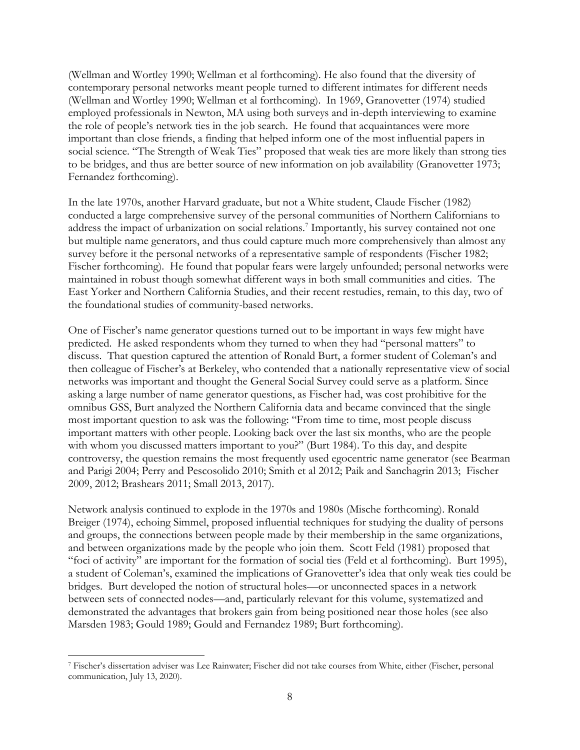(Wellman and Wortley 1990; Wellman et al forthcoming). He also found that the diversity of contemporary personal networks meant people turned to different intimates for different needs (Wellman and Wortley 1990; Wellman et al forthcoming). In 1969, Granovetter (1974) studied employed professionals in Newton, MA using both surveys and in-depth interviewing to examine the role of people's network ties in the job search. He found that acquaintances were more important than close friends, a finding that helped inform one of the most influential papers in social science. "The Strength of Weak Ties" proposed that weak ties are more likely than strong ties to be bridges, and thus are better source of new information on job availability (Granovetter 1973; Fernandez forthcoming).

In the late 1970s, another Harvard graduate, but not a White student, Claude Fischer (1982) conducted a large comprehensive survey of the personal communities of Northern Californians to address the impact of urbanization on social relations.[7] Importantly, his survey contained not one but multiple name generators, and thus could capture much more comprehensively than almost any survey before it the personal networks of a representative sample of respondents (Fischer 1982; Fischer forthcoming). He found that popular fears were largely unfounded; personal networks were maintained in robust though somewhat different ways in both small communities and cities. The East Yorker and Northern California Studies, and their recent restudies, remain, to this day, two of the foundational studies of community-based networks.

One of Fischer's name generator questions turned out to be important in ways few might have predicted. He asked respondents whom they turned to when they had "personal matters" to discuss. That question captured the attention of Ronald Burt, a former student of Coleman's and then colleague of Fischer's at Berkeley, who contended that a nationally representative view of social networks was important and thought the General Social Survey could serve as a platform. Since asking a large number of name generator questions, as Fischer had, was cost prohibitive for the omnibus GSS, Burt analyzed the Northern California data and became convinced that the single most important question to ask was the following: "From time to time, most people discuss important matters with other people. Looking back over the last six months, who are the people with whom you discussed matters important to you?" (Burt 1984). To this day, and despite controversy, the question remains the most frequently used egocentric name generator (see Bearman and Parigi 2004; Perry and Pescosolido 2010; Smith et al 2012; Paik and Sanchagrin 2013; Fischer 2009, 2012; Brashears 2011; Small 2013, 2017).

Network analysis continued to explode in the 1970s and 1980s (Mische forthcoming). Ronald Breiger (1974), echoing Simmel, proposed influential techniques for studying the duality of persons and groups, the connections between people made by their membership in the same organizations, and between organizations made by the people who join them. Scott Feld (1981) proposed that "foci of activity" are important for the formation of social ties (Feld et al forthcoming). Burt 1995), a student of Coleman's, examined the implications of Granovetter's idea that only weak ties could be bridges. Burt developed the notion of structural holes—or unconnected spaces in a network between sets of connected nodes—and, particularly relevant for this volume, systematized and demonstrated the advantages that brokers gain from being positioned near those holes (see also Marsden 1983; Gould 1989; Gould and Fernandez 1989; Burt forthcoming).

---

[7] Fischer's dissertation adviser was Lee Rainwater; Fischer did not take courses from White, either (Fischer, personal communication, July 13, 2020).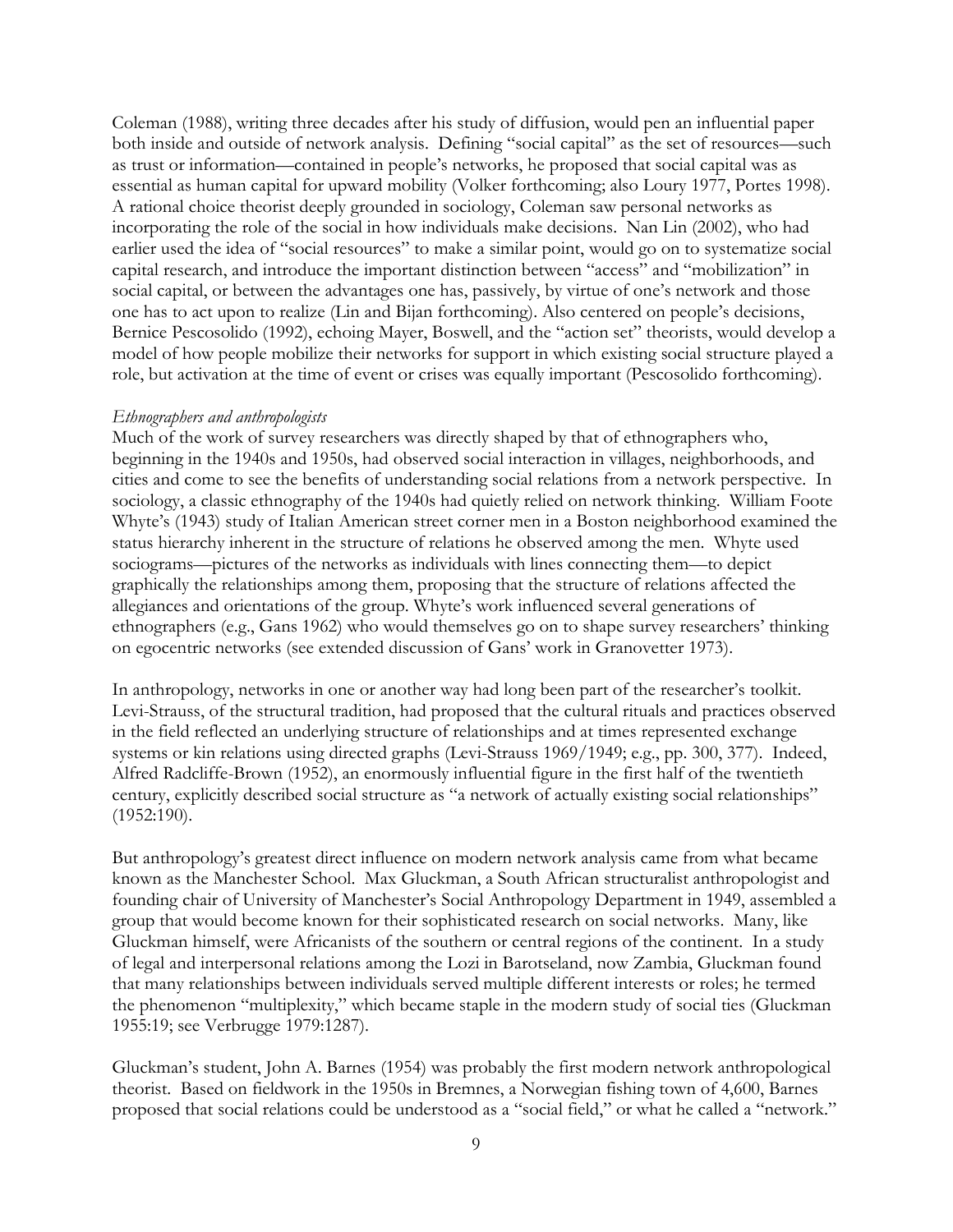Coleman (1988), writing three decades after his study of diffusion, would pen an influential paper both inside and outside of network analysis. Defining "social capital" as the set of resources—such as trust or information—contained in people's networks, he proposed that social capital was as essential as human capital for upward mobility (Volker forthcoming; also Loury 1977, Portes 1998). A rational choice theorist deeply grounded in sociology, Coleman saw personal networks as incorporating the role of the social in how individuals make decisions. Nan Lin (2002), who had earlier used the idea of "social resources" to make a similar point, would go on to systematize social capital research, and introduce the important distinction between "access" and "mobilization" in social capital, or between the advantages one has, passively, by virtue of one's network and those one has to act upon to realize (Lin and Bijan forthcoming). Also centered on people's decisions, Bernice Pescosolido (1992), echoing Mayer, Boswell, and the "action set" theorists, would develop a model of how people mobilize their networks for support in which existing social structure played a role, but activation at the time of event or crises was equally important (Pescosolido forthcoming).

*Ethnographers and anthropologists*

Much of the work of survey researchers was directly shaped by that of ethnographers who, beginning in the 1940s and 1950s, had observed social interaction in villages, neighborhoods, and cities and come to see the benefits of understanding social relations from a network perspective. In sociology, a classic ethnography of the 1940s had quietly relied on network thinking. William Foote Whyte's (1943) study of Italian American street corner men in a Boston neighborhood examined the status hierarchy inherent in the structure of relations he observed among the men. Whyte used sociograms—pictures of the networks as individuals with lines connecting them—to depict graphically the relationships among them, proposing that the structure of relations affected the allegiances and orientations of the group. Whyte's work influenced several generations of ethnographers (e.g., Gans 1962) who would themselves go on to shape survey researchers' thinking on egocentric networks (see extended discussion of Gans' work in Granovetter 1973).

In anthropology, networks in one or another way had long been part of the researcher's toolkit. Levi-Strauss, of the structural tradition, had proposed that the cultural rituals and practices observed in the field reflected an underlying structure of relationships and at times represented exchange systems or kin relations using directed graphs (Levi-Strauss 1969/1949; e.g., pp. 300, 377). Indeed, Alfred Radcliffe-Brown (1952), an enormously influential figure in the first half of the twentieth century, explicitly described social structure as "a network of actually existing social relationships" (1952:190).

But anthropology's greatest direct influence on modern network analysis came from what became known as the Manchester School. Max Gluckman, a South African structuralist anthropologist and founding chair of University of Manchester's Social Anthropology Department in 1949, assembled a group that would become known for their sophisticated research on social networks. Many, like Gluckman himself, were Africanists of the southern or central regions of the continent. In a study of legal and interpersonal relations among the Lozi in Barotseland, now Zambia, Gluckman found that many relationships between individuals served multiple different interests or roles; he termed the phenomenon "multiplexity," which became staple in the modern study of social ties (Gluckman 1955:19; see Verbrugge 1979:1287).

Gluckman's student, John A. Barnes (1954) was probably the first modern network anthropological theorist. Based on fieldwork in the 1950s in Bremnes, a Norwegian fishing town of 4,600, Barnes proposed that social relations could be understood as a "social field," or what he called a "network."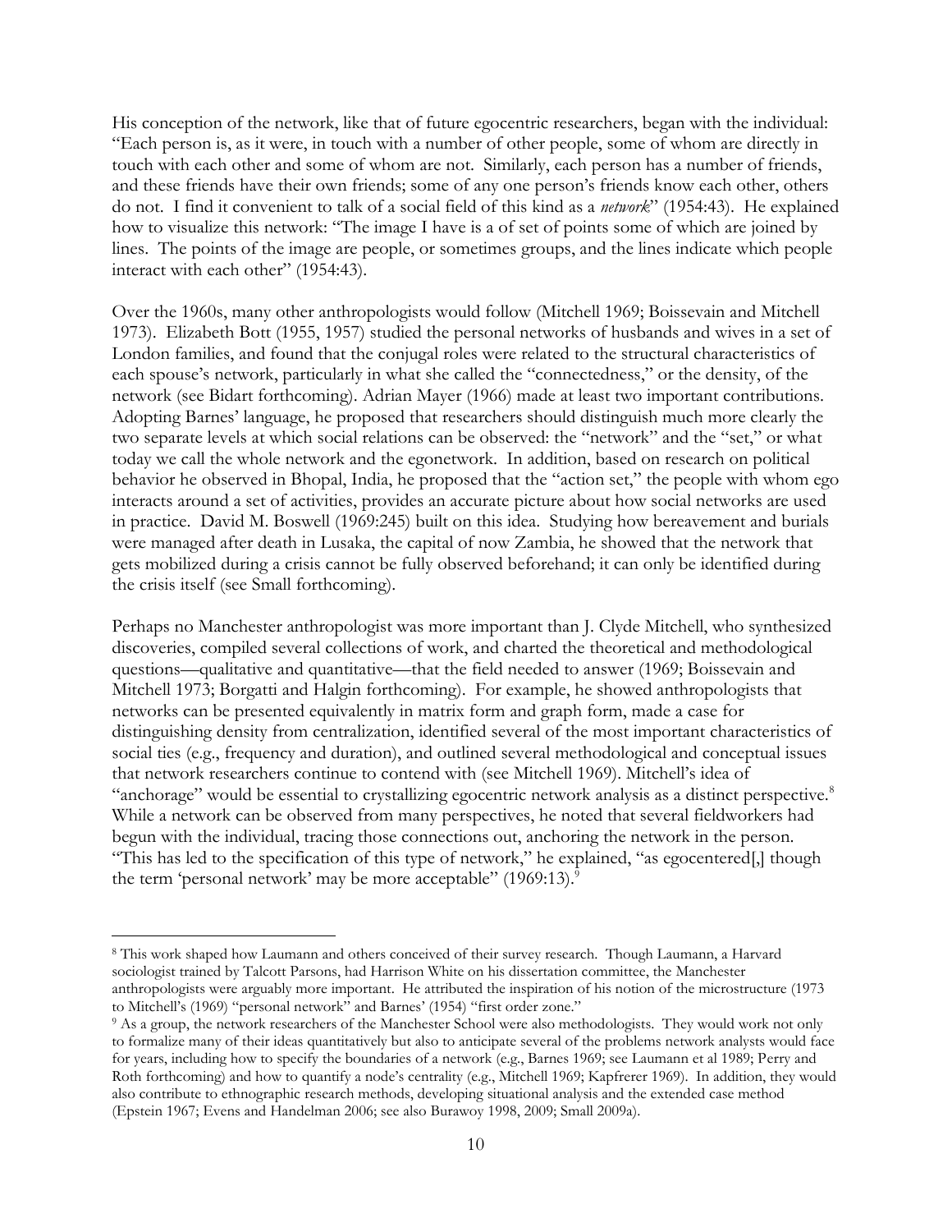His conception of the network, like that of future egocentric researchers, began with the individual: "Each person is, as it were, in touch with a number of other people, some of whom are directly in touch with each other and some of whom are not. Similarly, each person has a number of friends, and these friends have their own friends; some of any one person's friends know each other, others do not. I find it convenient to talk of a social field of this kind as a *network*" (1954:43). He explained how to visualize this network: "The image I have is a of set of points some of which are joined by lines. The points of the image are people, or sometimes groups, and the lines indicate which people interact with each other" (1954:43).

Over the 1960s, many other anthropologists would follow (Mitchell 1969; Boissevain and Mitchell 1973). Elizabeth Bott (1955, 1957) studied the personal networks of husbands and wives in a set of London families, and found that the conjugal roles were related to the structural characteristics of each spouse's network, particularly in what she called the "connectedness," or the density, of the network (see Bidart forthcoming). Adrian Mayer (1966) made at least two important contributions. Adopting Barnes' language, he proposed that researchers should distinguish much more clearly the two separate levels at which social relations can be observed: the "network" and the "set," or what today we call the whole network and the egonetwork. In addition, based on research on political behavior he observed in Bhopal, India, he proposed that the "action set," the people with whom ego interacts around a set of activities, provides an accurate picture about how social networks are used in practice. David M. Boswell (1969:245) built on this idea. Studying how bereavement and burials were managed after death in Lusaka, the capital of now Zambia, he showed that the network that gets mobilized during a crisis cannot be fully observed beforehand; it can only be identified during the crisis itself (see Small forthcoming).

Perhaps no Manchester anthropologist was more important than J. Clyde Mitchell, who synthesized discoveries, compiled several collections of work, and charted the theoretical and methodological questions—qualitative and quantitative—that the field needed to answer (1969; Boissevain and Mitchell 1973; Borgatti and Halgin forthcoming). For example, he showed anthropologists that networks can be presented equivalently in matrix form and graph form, made a case for distinguishing density from centralization, identified several of the most important characteristics of social ties (e.g., frequency and duration), and outlined several methodological and conceptual issues that network researchers continue to contend with (see Mitchell 1969). Mitchell's idea of "anchorage" would be essential to crystallizing egocentric network analysis as a distinct perspective.[8] While a network can be observed from many perspectives, he noted that several fieldworkers had begun with the individual, tracing those connections out, anchoring the network in the person. "This has led to the specification of this type of network," he explained, "as egocentered[,] though the term 'personal network' may be more acceptable" (1969:13).[9]

---

[8] This work shaped how Laumann and others conceived of their survey research. Though Laumann, a Harvard sociologist trained by Talcott Parsons, had Harrison White on his dissertation committee, the Manchester anthropologists were arguably more important. He attributed the inspiration of his notion of the microstructure (1973 to Mitchell's (1969) "personal network" and Barnes' (1954) "first order zone."

[9] As a group, the network researchers of the Manchester School were also methodologists. They would work not only to formalize many of their ideas quantitatively but also to anticipate several of the problems network analysts would face for years, including how to specify the boundaries of a network (e.g., Barnes 1969; see Laumann et al 1989; Perry and Roth forthcoming) and how to quantify a node's centrality (e.g., Mitchell 1969; Kapfrerer 1969). In addition, they would also contribute to ethnographic research methods, developing situational analysis and the extended case method (Epstein 1967; Evens and Handelman 2006; see also Burawoy 1998, 2009; Small 2009a).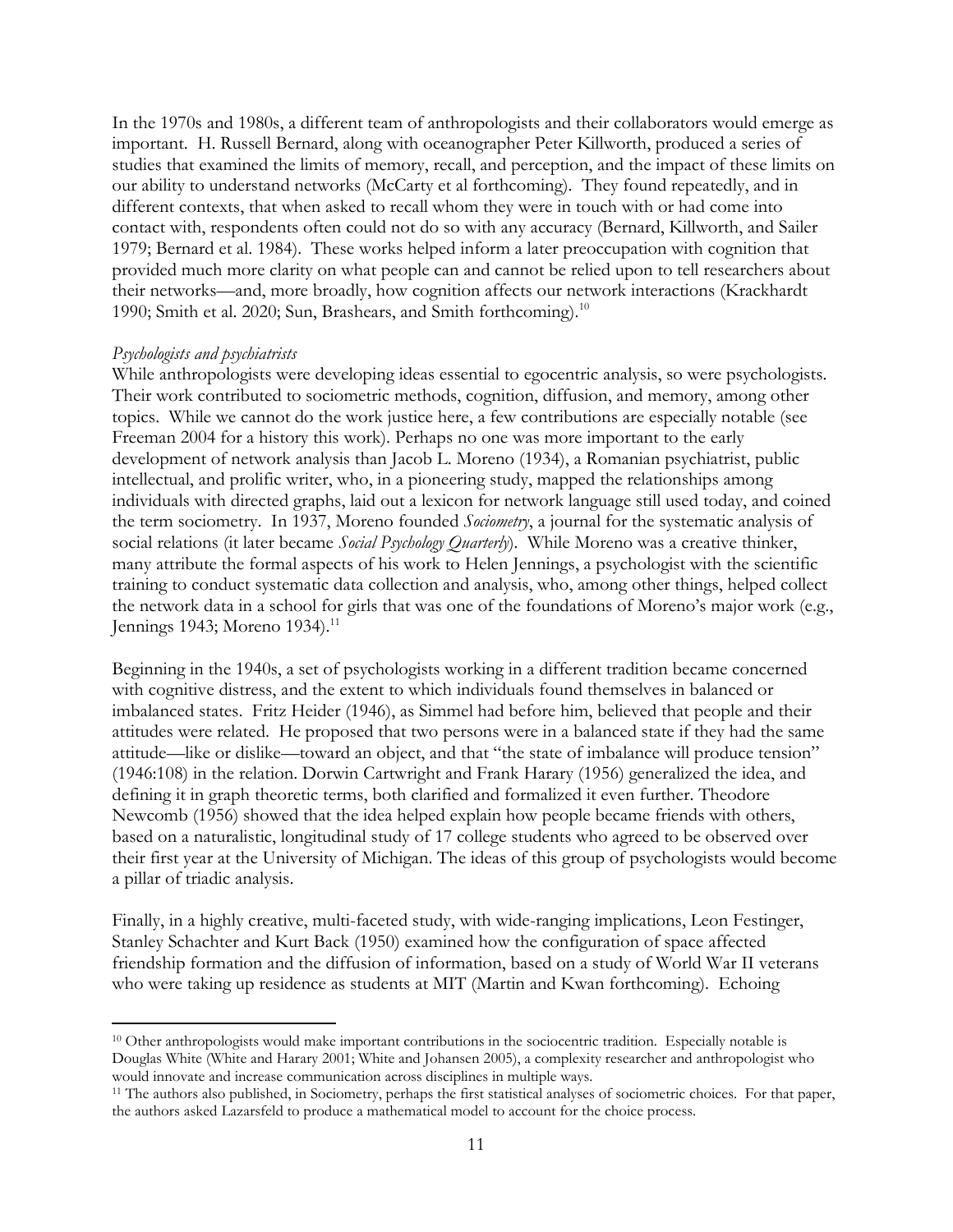In the 1970s and 1980s, a different team of anthropologists and their collaborators would emerge as important. H. Russell Bernard, along with oceanographer Peter Killworth, produced a series of studies that examined the limits of memory, recall, and perception, and the impact of these limits on our ability to understand networks (McCarty et al forthcoming). They found repeatedly, and in different contexts, that when asked to recall whom they were in touch with or had come into contact with, respondents often could not do so with any accuracy (Bernard, Killworth, and Sailer 1979; Bernard et al. 1984). These works helped inform a later preoccupation with cognition that provided much more clarity on what people can and cannot be relied upon to tell researchers about their networks—and, more broadly, how cognition affects our network interactions (Krackhardt 1990; Smith et al. 2020; Sun, Brashears, and Smith forthcoming).[10]

*Psychologists and psychiatrists*

While anthropologists were developing ideas essential to egocentric analysis, so were psychologists. Their work contributed to sociometric methods, cognition, diffusion, and memory, among other topics. While we cannot do the work justice here, a few contributions are especially notable (see Freeman 2004 for a history this work). Perhaps no one was more important to the early development of network analysis than Jacob L. Moreno (1934), a Romanian psychiatrist, public intellectual, and prolific writer, who, in a pioneering study, mapped the relationships among individuals with directed graphs, laid out a lexicon for network language still used today, and coined the term sociometry. In 1937, Moreno founded *Sociometry*, a journal for the systematic analysis of social relations (it later became *Social Psychology Quarterly*). While Moreno was a creative thinker, many attribute the formal aspects of his work to Helen Jennings, a psychologist with the scientific training to conduct systematic data collection and analysis, who, among other things, helped collect the network data in a school for girls that was one of the foundations of Moreno's major work (e.g., Jennings 1943; Moreno 1934).[11]

Beginning in the 1940s, a set of psychologists working in a different tradition became concerned with cognitive distress, and the extent to which individuals found themselves in balanced or imbalanced states. Fritz Heider (1946), as Simmel had before him, believed that people and their attitudes were related. He proposed that two persons were in a balanced state if they had the same attitude—like or dislike—toward an object, and that "the state of imbalance will produce tension" (1946:108) in the relation. Dorwin Cartwright and Frank Harary (1956) generalized the idea, and defining it in graph theoretic terms, both clarified and formalized it even further. Theodore Newcomb (1956) showed that the idea helped explain how people became friends with others, based on a naturalistic, longitudinal study of 17 college students who agreed to be observed over their first year at the University of Michigan. The ideas of this group of psychologists would become a pillar of triadic analysis.

Finally, in a highly creative, multi-faceted study, with wide-ranging implications, Leon Festinger, Stanley Schachter and Kurt Back (1950) examined how the configuration of space affected friendship formation and the diffusion of information, based on a study of World War II veterans who were taking up residence as students at MIT (Martin and Kwan forthcoming). Echoing

[10] Other anthropologists would make important contributions in the sociocentric tradition. Especially notable is Douglas White (White and Harary 2001; White and Johansen 2005), a complexity researcher and anthropologist who would innovate and increase communication across disciplines in multiple ways.

[11] The authors also published, in Sociometry, perhaps the first statistical analyses of sociometric choices. For that paper, the authors asked Lazarsfeld to produce a mathematical model to account for the choice process.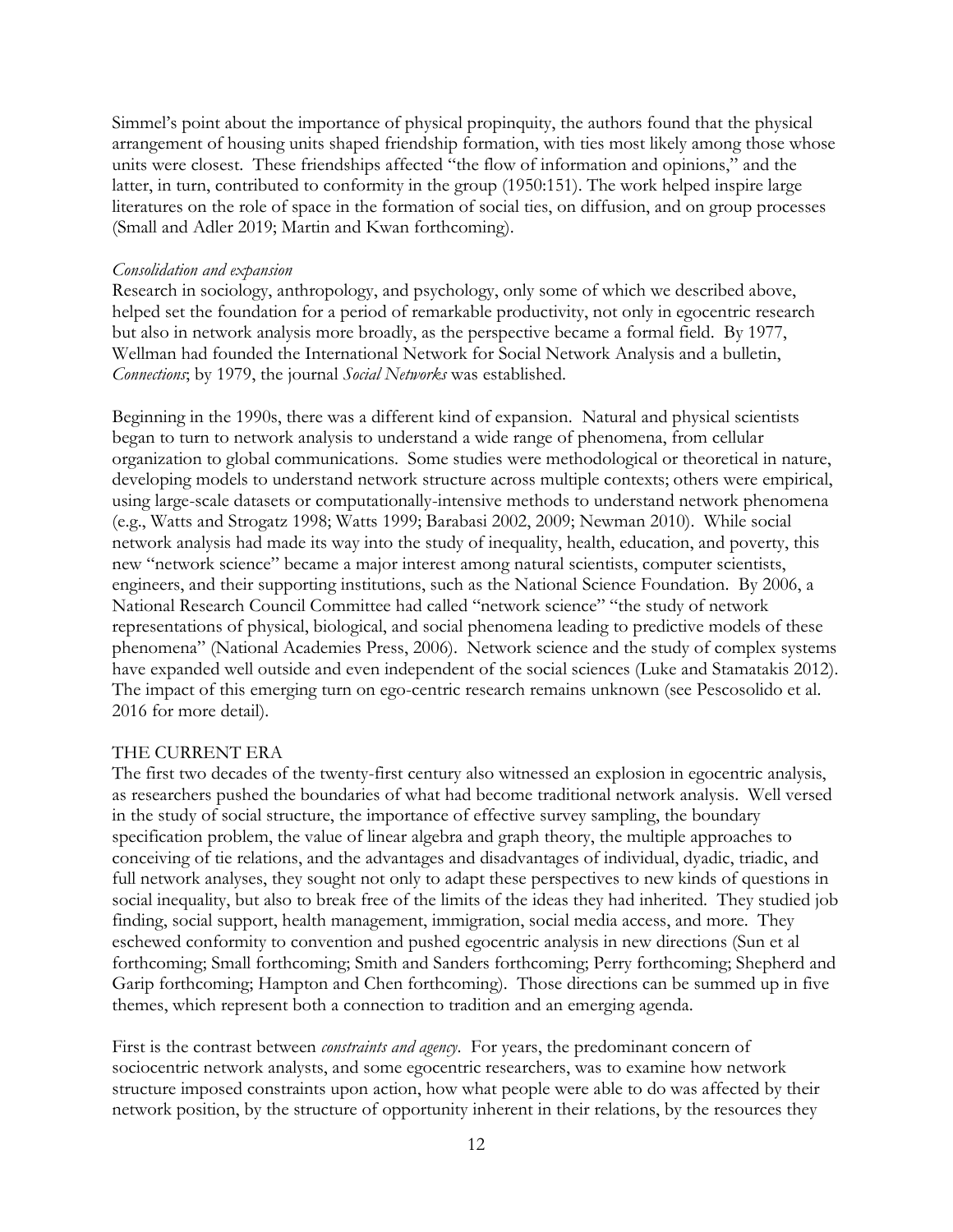Simmel's point about the importance of physical propinquity, the authors found that the physical arrangement of housing units shaped friendship formation, with ties most likely among those whose units were closest. These friendships affected "the flow of information and opinions," and the latter, in turn, contributed to conformity in the group (1950:151). The work helped inspire large literatures on the role of space in the formation of social ties, on diffusion, and on group processes (Small and Adler 2019; Martin and Kwan forthcoming).

*Consolidation and expansion*

Research in sociology, anthropology, and psychology, only some of which we described above, helped set the foundation for a period of remarkable productivity, not only in egocentric research but also in network analysis more broadly, as the perspective became a formal field. By 1977, Wellman had founded the International Network for Social Network Analysis and a bulletin, *Connections*; by 1979, the journal *Social Networks* was established.

Beginning in the 1990s, there was a different kind of expansion. Natural and physical scientists began to turn to network analysis to understand a wide range of phenomena, from cellular organization to global communications. Some studies were methodological or theoretical in nature, developing models to understand network structure across multiple contexts; others were empirical, using large-scale datasets or computationally-intensive methods to understand network phenomena (e.g., Watts and Strogatz 1998; Watts 1999; Barabasi 2002, 2009; Newman 2010). While social network analysis had made its way into the study of inequality, health, education, and poverty, this new "network science" became a major interest among natural scientists, computer scientists, engineers, and their supporting institutions, such as the National Science Foundation. By 2006, a National Research Council Committee had called "network science" "the study of network representations of physical, biological, and social phenomena leading to predictive models of these phenomena" (National Academies Press, 2006). Network science and the study of complex systems have expanded well outside and even independent of the social sciences (Luke and Stamatakis 2012). The impact of this emerging turn on ego-centric research remains unknown (see Pescosolido et al. 2016 for more detail).

## THE CURRENT ERA

The first two decades of the twenty-first century also witnessed an explosion in egocentric analysis, as researchers pushed the boundaries of what had become traditional network analysis. Well versed in the study of social structure, the importance of effective survey sampling, the boundary specification problem, the value of linear algebra and graph theory, the multiple approaches to conceiving of tie relations, and the advantages and disadvantages of individual, dyadic, triadic, and full network analyses, they sought not only to adapt these perspectives to new kinds of questions in social inequality, but also to break free of the limits of the ideas they had inherited. They studied job finding, social support, health management, immigration, social media access, and more. They eschewed conformity to convention and pushed egocentric analysis in new directions (Sun et al forthcoming; Small forthcoming; Smith and Sanders forthcoming; Perry forthcoming; Shepherd and Garip forthcoming; Hampton and Chen forthcoming). Those directions can be summed up in five themes, which represent both a connection to tradition and an emerging agenda.

First is the contrast between *constraints and agency*. For years, the predominant concern of sociocentric network analysts, and some egocentric researchers, was to examine how network structure imposed constraints upon action, how what people were able to do was affected by their network position, by the structure of opportunity inherent in their relations, by the resources they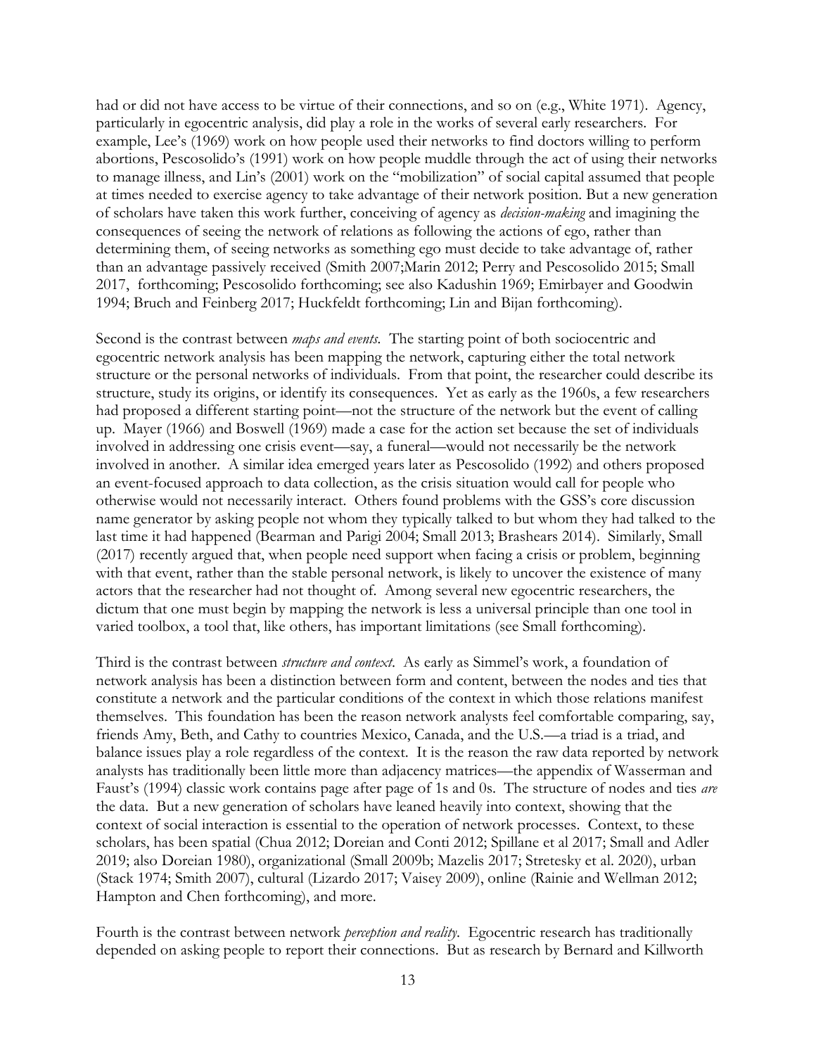had or did not have access to be virtue of their connections, and so on (e.g., White 1971). Agency, particularly in egocentric analysis, did play a role in the works of several early researchers. For example, Lee's (1969) work on how people used their networks to find doctors willing to perform abortions, Pescosolido's (1991) work on how people muddle through the act of using their networks to manage illness, and Lin's (2001) work on the "mobilization" of social capital assumed that people at times needed to exercise agency to take advantage of their network position. But a new generation of scholars have taken this work further, conceiving of agency as *decision-making* and imagining the consequences of seeing the network of relations as following the actions of ego, rather than determining them, of seeing networks as something ego must decide to take advantage of, rather than an advantage passively received (Smith 2007;Marin 2012; Perry and Pescosolido 2015; Small 2017, forthcoming; Pescosolido forthcoming; see also Kadushin 1969; Emirbayer and Goodwin 1994; Bruch and Feinberg 2017; Huckfeldt forthcoming; Lin and Bijan forthcoming).

Second is the contrast between *maps and events*. The starting point of both sociocentric and egocentric network analysis has been mapping the network, capturing either the total network structure or the personal networks of individuals. From that point, the researcher could describe its structure, study its origins, or identify its consequences. Yet as early as the 1960s, a few researchers had proposed a different starting point—not the structure of the network but the event of calling up. Mayer (1966) and Boswell (1969) made a case for the action set because the set of individuals involved in addressing one crisis event—say, a funeral—would not necessarily be the network involved in another. A similar idea emerged years later as Pescosolido (1992) and others proposed an event-focused approach to data collection, as the crisis situation would call for people who otherwise would not necessarily interact. Others found problems with the GSS's core discussion name generator by asking people not whom they typically talked to but whom they had talked to the last time it had happened (Bearman and Parigi 2004; Small 2013; Brashears 2014). Similarly, Small (2017) recently argued that, when people need support when facing a crisis or problem, beginning with that event, rather than the stable personal network, is likely to uncover the existence of many actors that the researcher had not thought of. Among several new egocentric researchers, the dictum that one must begin by mapping the network is less a universal principle than one tool in varied toolbox, a tool that, like others, has important limitations (see Small forthcoming).

Third is the contrast between *structure and context*. As early as Simmel's work, a foundation of network analysis has been a distinction between form and content, between the nodes and ties that constitute a network and the particular conditions of the context in which those relations manifest themselves. This foundation has been the reason network analysts feel comfortable comparing, say, friends Amy, Beth, and Cathy to countries Mexico, Canada, and the U.S.—a triad is a triad, and balance issues play a role regardless of the context. It is the reason the raw data reported by network analysts has traditionally been little more than adjacency matrices—the appendix of Wasserman and Faust's (1994) classic work contains page after page of 1s and 0s. The structure of nodes and ties *are* the data. But a new generation of scholars have leaned heavily into context, showing that the context of social interaction is essential to the operation of network processes. Context, to these scholars, has been spatial (Chua 2012; Doreian and Conti 2012; Spillane et al 2017; Small and Adler 2019; also Doreian 1980), organizational (Small 2009b; Mazelis 2017; Stretesky et al. 2020), urban (Stack 1974; Smith 2007), cultural (Lizardo 2017; Vaisey 2009), online (Rainie and Wellman 2012; Hampton and Chen forthcoming), and more.

Fourth is the contrast between network *perception and reality*. Egocentric research has traditionally depended on asking people to report their connections. But as research by Bernard and Killworth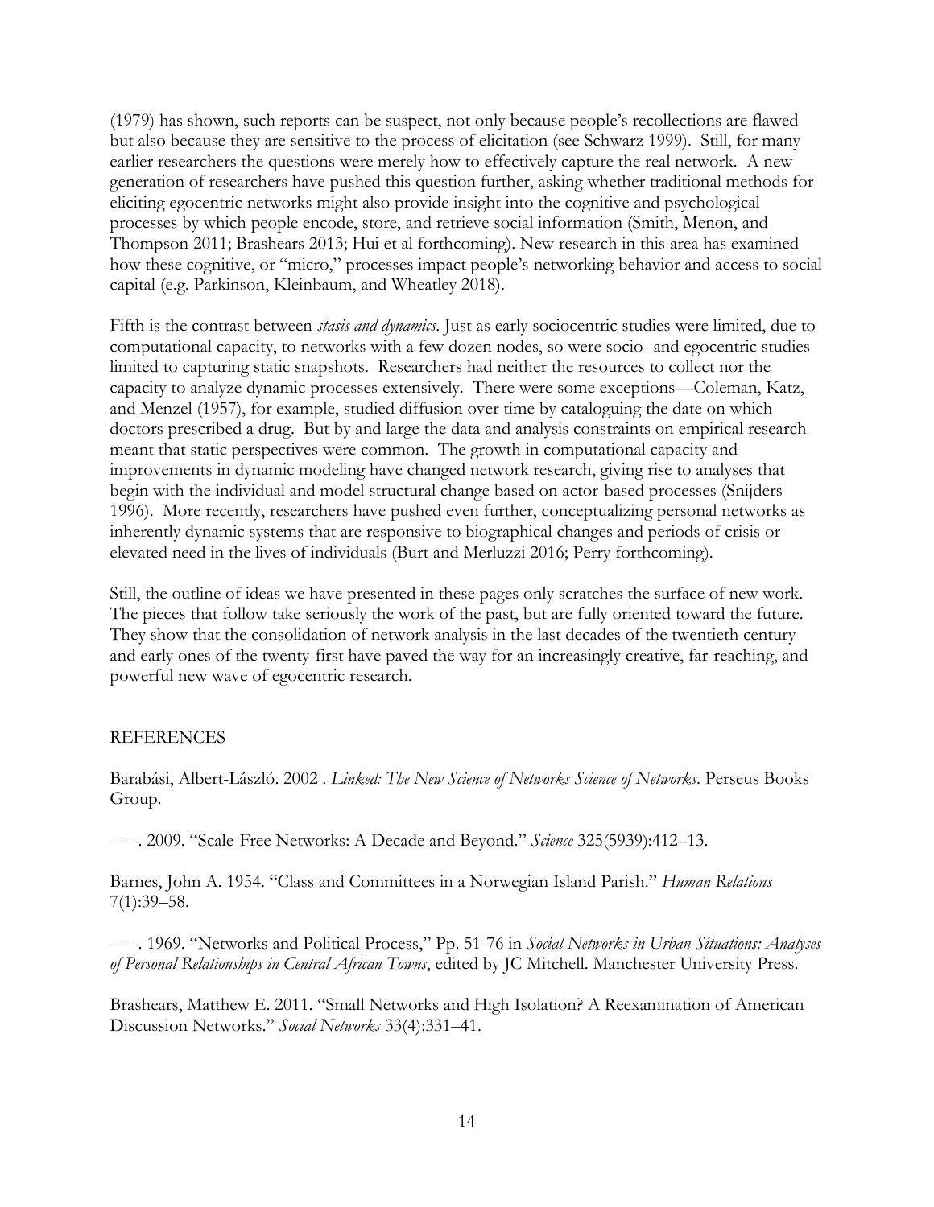(1979) has shown, such reports can be suspect, not only because people's recollections are flawed but also because they are sensitive to the process of elicitation (see Schwarz 1999). Still, for many earlier researchers the questions were merely how to effectively capture the real network. A new generation of researchers have pushed this question further, asking whether traditional methods for eliciting egocentric networks might also provide insight into the cognitive and psychological processes by which people encode, store, and retrieve social information (Smith, Menon, and Thompson 2011; Brashears 2013; Hui et al forthcoming). New research in this area has examined how these cognitive, or "micro," processes impact people's networking behavior and access to social capital (e.g. Parkinson, Kleinbaum, and Wheatley 2018).

Fifth is the contrast between *stasis and dynamics*. Just as early sociocentric studies were limited, due to computational capacity, to networks with a few dozen nodes, so were socio- and egocentric studies limited to capturing static snapshots. Researchers had neither the resources to collect nor the capacity to analyze dynamic processes extensively. There were some exceptions—Coleman, Katz, and Menzel (1957), for example, studied diffusion over time by cataloguing the date on which doctors prescribed a drug. But by and large the data and analysis constraints on empirical research meant that static perspectives were common. The growth in computational capacity and improvements in dynamic modeling have changed network research, giving rise to analyses that begin with the individual and model structural change based on actor-based processes (Snijders 1996). More recently, researchers have pushed even further, conceptualizing personal networks as inherently dynamic systems that are responsive to biographical changes and periods of crisis or elevated need in the lives of individuals (Burt and Merluzzi 2016; Perry forthcoming).

Still, the outline of ideas we have presented in these pages only scratches the surface of new work. The pieces that follow take seriously the work of the past, but are fully oriented toward the future. They show that the consolidation of network analysis in the last decades of the twentieth century and early ones of the twenty-first have paved the way for an increasingly creative, far-reaching, and powerful new wave of egocentric research.

## REFERENCES

Barabási, Albert-László. 2002 . *Linked: The New Science of Networks Science of Networks*. Perseus Books Group.

-----. 2009. "Scale-Free Networks: A Decade and Beyond." *Science* 325(5939):412–13.

Barnes, John A. 1954. "Class and Committees in a Norwegian Island Parish." *Human Relations* 7(1):39–58.

-----. 1969. "Networks and Political Process," Pp. 51-76 in *Social Networks in Urban Situations: Analyses of Personal Relationships in Central African Towns*, edited by JC Mitchell. Manchester University Press.

Brashears, Matthew E. 2011. "Small Networks and High Isolation? A Reexamination of American Discussion Networks." *Social Networks* 33(4):331–41.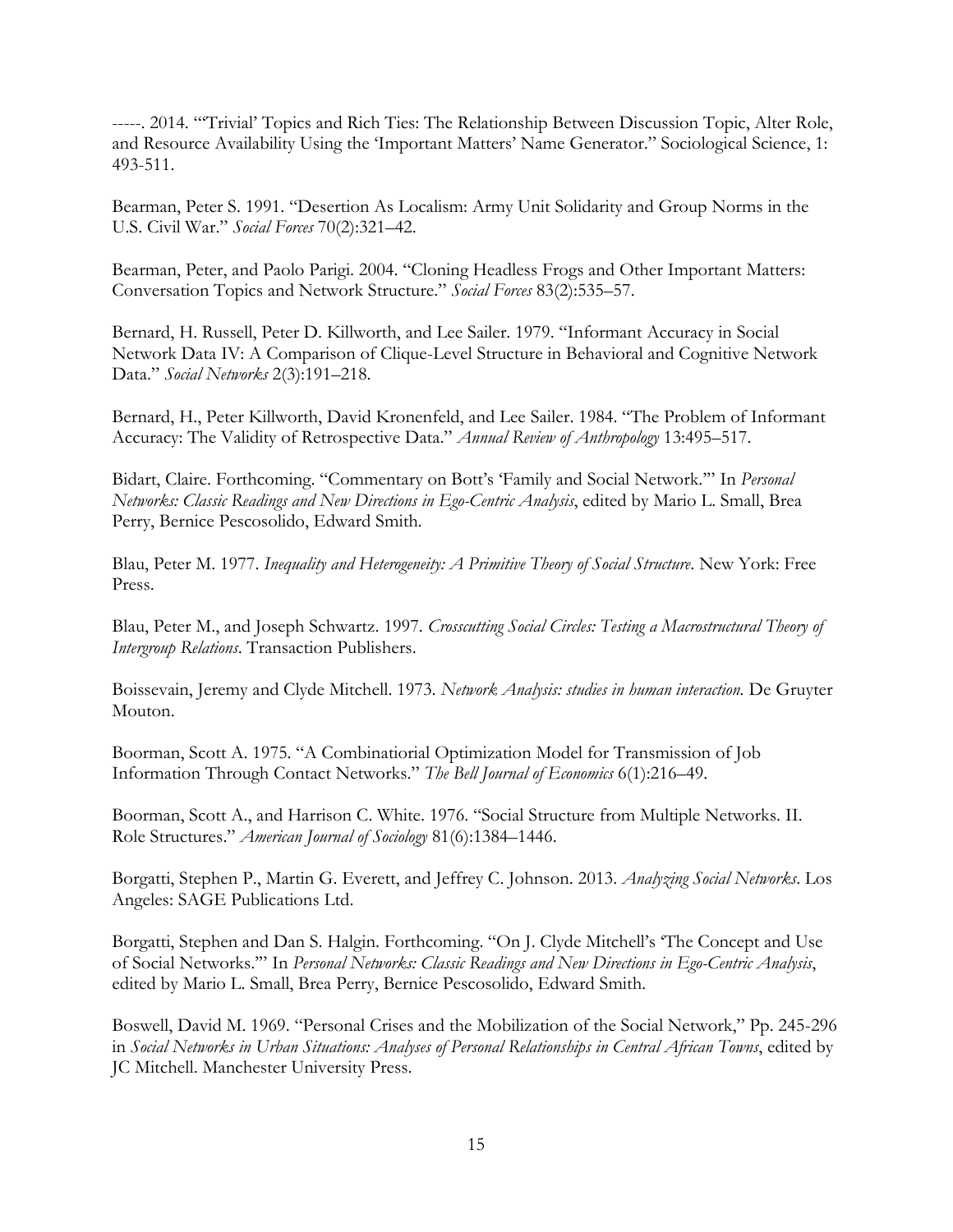-----. 2014. "'Trivial' Topics and Rich Ties: The Relationship Between Discussion Topic, Alter Role, and Resource Availability Using the 'Important Matters' Name Generator." Sociological Science, 1: 493-511.

Bearman, Peter S. 1991. "Desertion As Localism: Army Unit Solidarity and Group Norms in the U.S. Civil War." *Social Forces* 70(2):321–42.

Bearman, Peter, and Paolo Parigi. 2004. "Cloning Headless Frogs and Other Important Matters: Conversation Topics and Network Structure." *Social Forces* 83(2):535–57.

Bernard, H. Russell, Peter D. Killworth, and Lee Sailer. 1979. "Informant Accuracy in Social Network Data IV: A Comparison of Clique-Level Structure in Behavioral and Cognitive Network Data." *Social Networks* 2(3):191–218.

Bernard, H., Peter Killworth, David Kronenfeld, and Lee Sailer. 1984. "The Problem of Informant Accuracy: The Validity of Retrospective Data." *Annual Review of Anthropology* 13:495–517.

Bidart, Claire. Forthcoming. "Commentary on Bott's 'Family and Social Network.'" In *Personal Networks: Classic Readings and New Directions in Ego-Centric Analysis*, edited by Mario L. Small, Brea Perry, Bernice Pescosolido, Edward Smith.

Blau, Peter M. 1977. *Inequality and Heterogeneity: A Primitive Theory of Social Structure*. New York: Free Press.

Blau, Peter M., and Joseph Schwartz. 1997. *Crosscutting Social Circles: Testing a Macrostructural Theory of Intergroup Relations*. Transaction Publishers.

Boissevain, Jeremy and Clyde Mitchell. 1973. *Network Analysis: studies in human interaction.* De Gruyter Mouton.

Boorman, Scott A. 1975. "A Combinatiorial Optimization Model for Transmission of Job Information Through Contact Networks." *The Bell Journal of Economics* 6(1):216–49.

Boorman, Scott A., and Harrison C. White. 1976. "Social Structure from Multiple Networks. II. Role Structures." *American Journal of Sociology* 81(6):1384–1446.

Borgatti, Stephen P., Martin G. Everett, and Jeffrey C. Johnson. 2013. *Analyzing Social Networks*. Los Angeles: SAGE Publications Ltd.

Borgatti, Stephen and Dan S. Halgin. Forthcoming. "On J. Clyde Mitchell's 'The Concept and Use of Social Networks.'" In *Personal Networks: Classic Readings and New Directions in Ego-Centric Analysis*, edited by Mario L. Small, Brea Perry, Bernice Pescosolido, Edward Smith.

Boswell, David M. 1969. "Personal Crises and the Mobilization of the Social Network," Pp. 245-296 in *Social Networks in Urban Situations: Analyses of Personal Relationships in Central African Towns*, edited by JC Mitchell. Manchester University Press.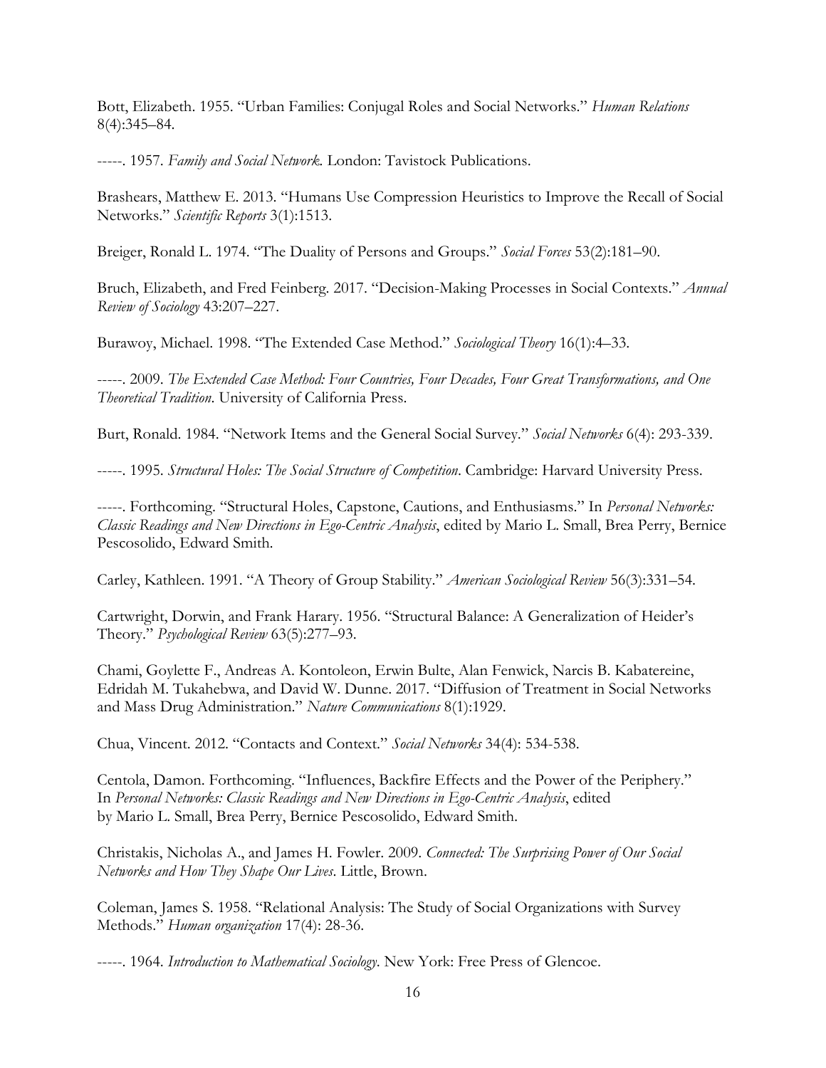Bott, Elizabeth. 1955. "Urban Families: Conjugal Roles and Social Networks." *Human Relations* 8(4):345–84.

-----. 1957. *Family and Social Network.* London: Tavistock Publications.

Brashears, Matthew E. 2013. "Humans Use Compression Heuristics to Improve the Recall of Social Networks." *Scientific Reports* 3(1):1513.

Breiger, Ronald L. 1974. "The Duality of Persons and Groups." *Social Forces* 53(2):181–90.

Bruch, Elizabeth, and Fred Feinberg. 2017. "Decision-Making Processes in Social Contexts." *Annual Review of Sociology* 43:207–227.

Burawoy, Michael. 1998. "The Extended Case Method." *Sociological Theory* 16(1):4–33.

-----. 2009. *The Extended Case Method: Four Countries, Four Decades, Four Great Transformations, and One Theoretical Tradition*. University of California Press.

Burt, Ronald. 1984. "Network Items and the General Social Survey." *Social Networks* 6(4): 293-339.

-----. 1995. *Structural Holes: The Social Structure of Competition*. Cambridge: Harvard University Press.

-----. Forthcoming. "Structural Holes, Capstone, Cautions, and Enthusiasms." In *Personal Networks: Classic Readings and New Directions in Ego-Centric Analysis*, edited by Mario L. Small, Brea Perry, Bernice Pescosolido, Edward Smith.

Carley, Kathleen. 1991. "A Theory of Group Stability." *American Sociological Review* 56(3):331–54.

Cartwright, Dorwin, and Frank Harary. 1956. "Structural Balance: A Generalization of Heider's Theory." *Psychological Review* 63(5):277–93.

Chami, Goylette F., Andreas A. Kontoleon, Erwin Bulte, Alan Fenwick, Narcis B. Kabatereine, Edridah M. Tukahebwa, and David W. Dunne. 2017. "Diffusion of Treatment in Social Networks and Mass Drug Administration." *Nature Communications* 8(1):1929.

Chua, Vincent. 2012. "Contacts and Context." *Social Networks* 34(4): 534-538.

Centola, Damon. Forthcoming. "Influences, Backfire Effects and the Power of the Periphery." In *Personal Networks: Classic Readings and New Directions in Ego-Centric Analysis*, edited by Mario L. Small, Brea Perry, Bernice Pescosolido, Edward Smith.

Christakis, Nicholas A., and James H. Fowler. 2009. *Connected: The Surprising Power of Our Social Networks and How They Shape Our Lives*. Little, Brown.

Coleman, James S. 1958. "Relational Analysis: The Study of Social Organizations with Survey Methods." *Human organization* 17(4): 28-36.

-----. 1964. *Introduction to Mathematical Sociology*. New York: Free Press of Glencoe.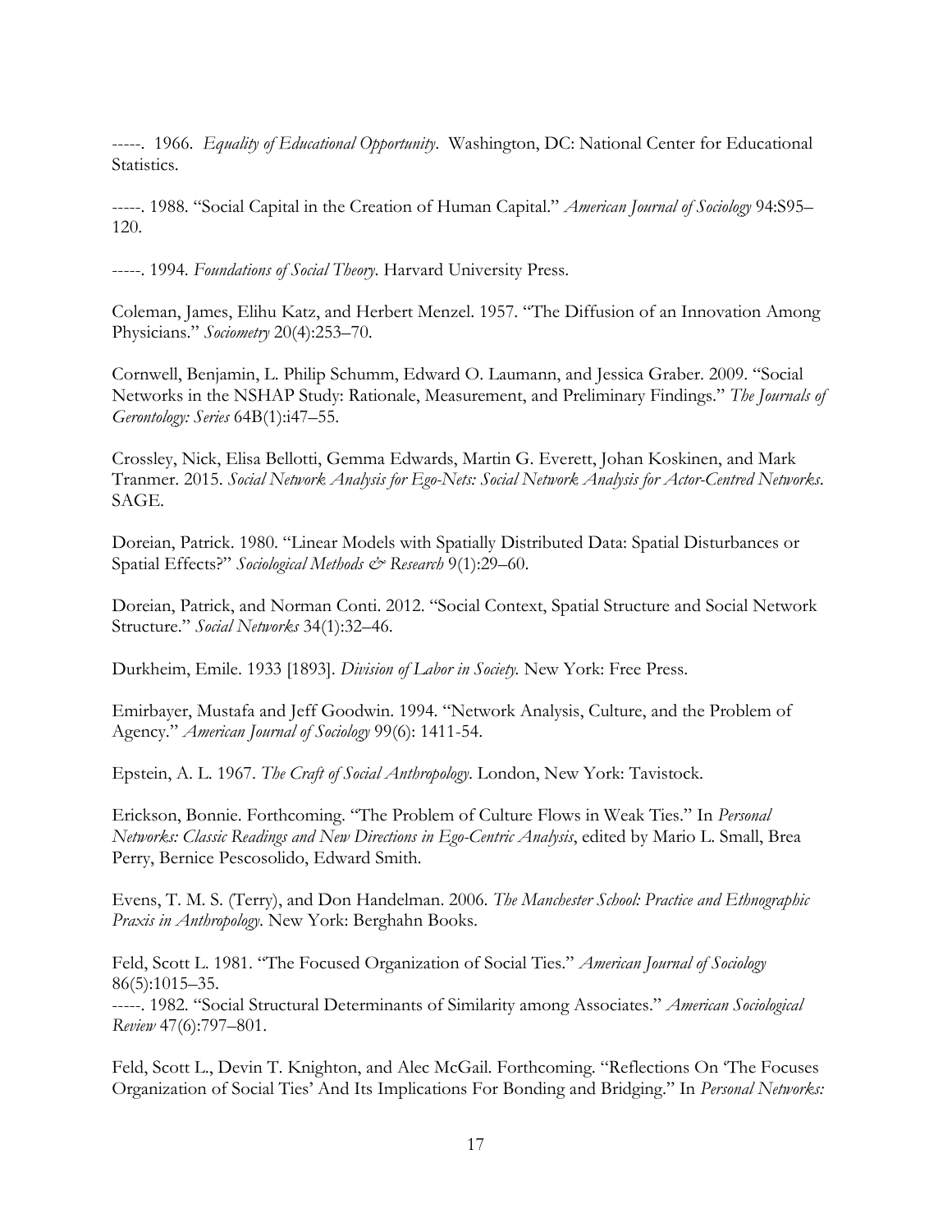-----. 1966. *Equality of Educational Opportunity*. Washington, DC: National Center for Educational Statistics.

-----. 1988. "Social Capital in the Creation of Human Capital." *American Journal of Sociology* 94:S95–120.

-----. 1994. *Foundations of Social Theory*. Harvard University Press.

Coleman, James, Elihu Katz, and Herbert Menzel. 1957. "The Diffusion of an Innovation Among Physicians." *Sociometry* 20(4):253–70.

Cornwell, Benjamin, L. Philip Schumm, Edward O. Laumann, and Jessica Graber. 2009. "Social Networks in the NSHAP Study: Rationale, Measurement, and Preliminary Findings." *The Journals of Gerontology: Series* 64B(1):i47–55.

Crossley, Nick, Elisa Bellotti, Gemma Edwards, Martin G. Everett, Johan Koskinen, and Mark Tranmer. 2015. *Social Network Analysis for Ego-Nets: Social Network Analysis for Actor-Centred Networks*. SAGE.

Doreian, Patrick. 1980. "Linear Models with Spatially Distributed Data: Spatial Disturbances or Spatial Effects?" *Sociological Methods & Research* 9(1):29–60.

Doreian, Patrick, and Norman Conti. 2012. "Social Context, Spatial Structure and Social Network Structure." *Social Networks* 34(1):32–46.

Durkheim, Emile. 1933 [1893]. *Division of Labor in Society.* New York: Free Press.

Emirbayer, Mustafa and Jeff Goodwin. 1994. "Network Analysis, Culture, and the Problem of Agency." *American Journal of Sociology* 99(6): 1411-54.

Epstein, A. L. 1967. *The Craft of Social Anthropology*. London, New York: Tavistock.

Erickson, Bonnie. Forthcoming. "The Problem of Culture Flows in Weak Ties." In *Personal Networks: Classic Readings and New Directions in Ego-Centric Analysis*, edited by Mario L. Small, Brea Perry, Bernice Pescosolido, Edward Smith.

Evens, T. M. S. (Terry), and Don Handelman. 2006. *The Manchester School: Practice and Ethnographic Praxis in Anthropology*. New York: Berghahn Books.

Feld, Scott L. 1981. "The Focused Organization of Social Ties." *American Journal of Sociology* 86(5):1015–35.

-----. 1982. "Social Structural Determinants of Similarity among Associates." *American Sociological Review* 47(6):797–801.

Feld, Scott L., Devin T. Knighton, and Alec McGail. Forthcoming. "Reflections On 'The Focuses Organization of Social Ties' And Its Implications For Bonding and Bridging." In *Personal Networks:*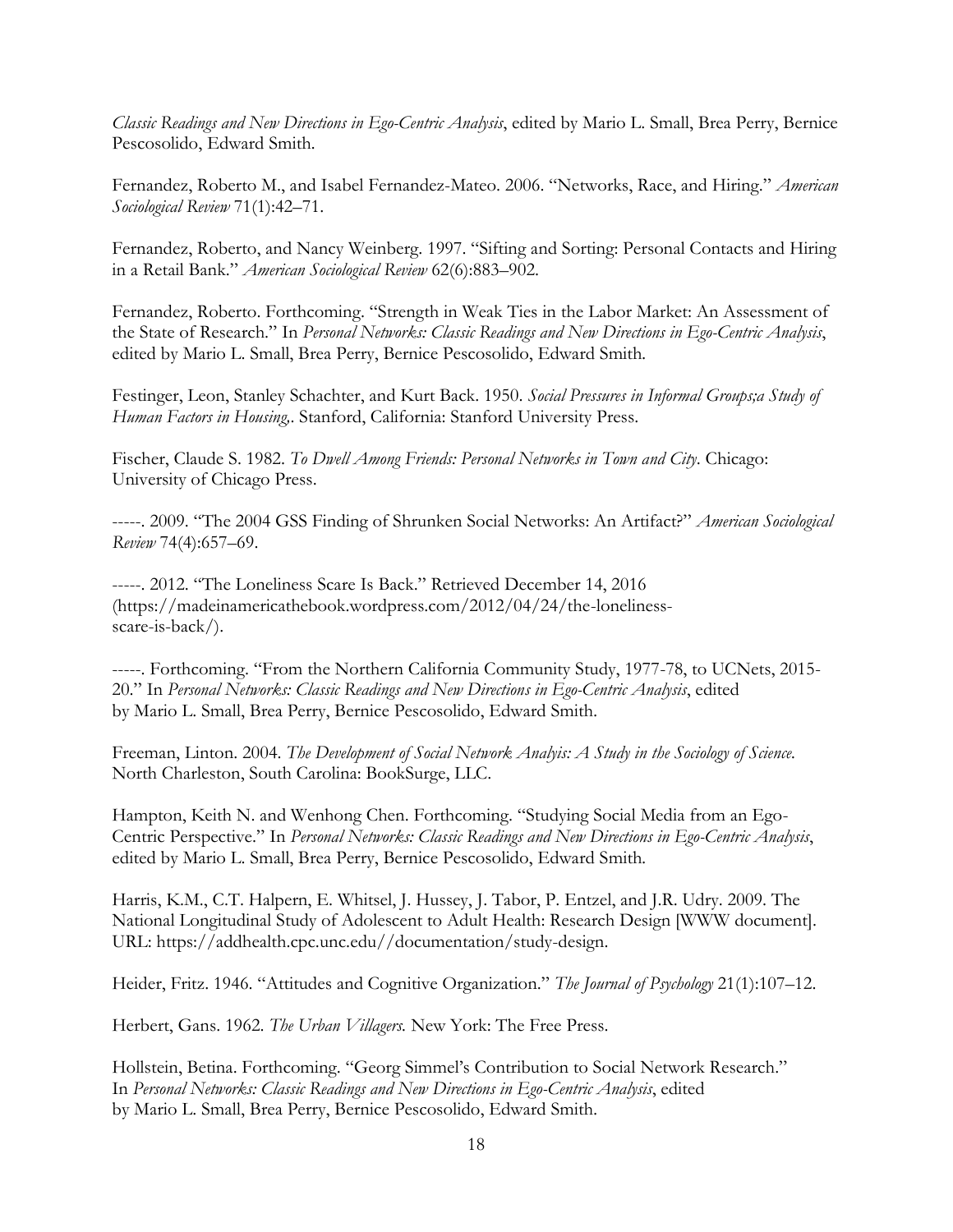*Classic Readings and New Directions in Ego-Centric Analysis*, edited by Mario L. Small, Brea Perry, Bernice Pescosolido, Edward Smith.

Fernandez, Roberto M., and Isabel Fernandez-Mateo. 2006. "Networks, Race, and Hiring." *American Sociological Review* 71(1):42–71.

Fernandez, Roberto, and Nancy Weinberg. 1997. "Sifting and Sorting: Personal Contacts and Hiring in a Retail Bank." *American Sociological Review* 62(6):883–902.

Fernandez, Roberto. Forthcoming. "Strength in Weak Ties in the Labor Market: An Assessment of the State of Research." In *Personal Networks: Classic Readings and New Directions in Ego-Centric Analysis*, edited by Mario L. Small, Brea Perry, Bernice Pescosolido, Edward Smith.

Festinger, Leon, Stanley Schachter, and Kurt Back. 1950. *Social Pressures in Informal Groups;a Study of Human Factors in Housing,*. Stanford, California: Stanford University Press.

Fischer, Claude S. 1982. *To Dwell Among Friends: Personal Networks in Town and City*. Chicago: University of Chicago Press.

-----. 2009. "The 2004 GSS Finding of Shrunken Social Networks: An Artifact?" *American Sociological Review* 74(4):657–69.

-----. 2012. "The Loneliness Scare Is Back." Retrieved December 14, 2016 (https://madeinamericathebook.wordpress.com/2012/04/24/the-loneliness-scare-is-back/).

-----. Forthcoming. "From the Northern California Community Study, 1977-78, to UCNets, 2015-20." In *Personal Networks: Classic Readings and New Directions in Ego-Centric Analysis*, edited by Mario L. Small, Brea Perry, Bernice Pescosolido, Edward Smith.

Freeman, Linton. 2004. *The Development of Social Network Analyis: A Study in the Sociology of Science.* North Charleston, South Carolina: BookSurge, LLC.

Hampton, Keith N. and Wenhong Chen. Forthcoming. "Studying Social Media from an Ego-Centric Perspective." In *Personal Networks: Classic Readings and New Directions in Ego-Centric Analysis*, edited by Mario L. Small, Brea Perry, Bernice Pescosolido, Edward Smith.

Harris, K.M., C.T. Halpern, E. Whitsel, J. Hussey, J. Tabor, P. Entzel, and J.R. Udry. 2009. The National Longitudinal Study of Adolescent to Adult Health: Research Design [WWW document]. URL: https://addhealth.cpc.unc.edu//documentation/study-design.

Heider, Fritz. 1946. "Attitudes and Cognitive Organization." *The Journal of Psychology* 21(1):107–12.

Herbert, Gans. 1962. *The Urban Villagers.* New York: The Free Press.

Hollstein, Betina. Forthcoming. "Georg Simmel's Contribution to Social Network Research." In *Personal Networks: Classic Readings and New Directions in Ego-Centric Analysis*, edited by Mario L. Small, Brea Perry, Bernice Pescosolido, Edward Smith.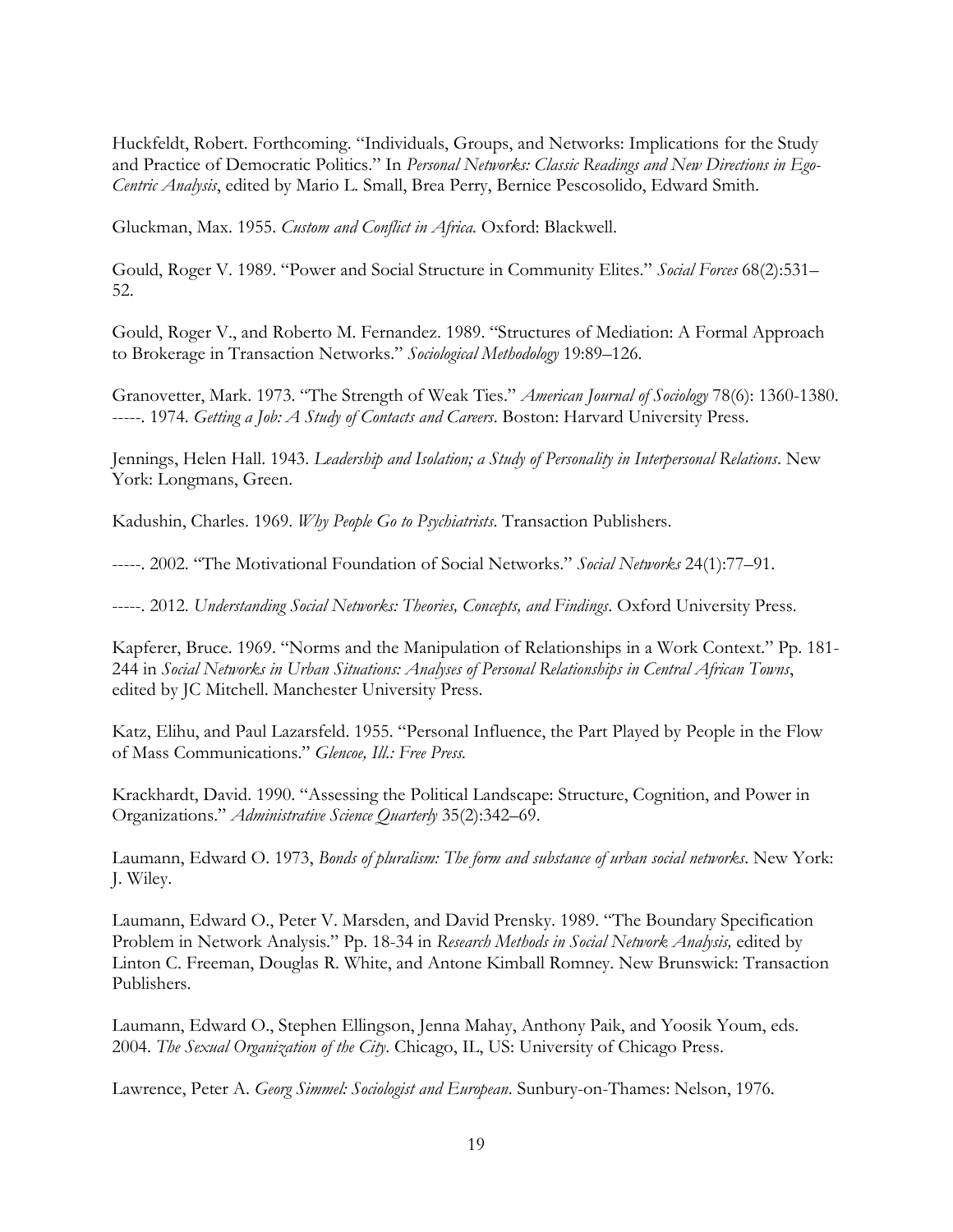Huckfeldt, Robert. Forthcoming. "Individuals, Groups, and Networks: Implications for the Study and Practice of Democratic Politics." In *Personal Networks: Classic Readings and New Directions in Ego-Centric Analysis*, edited by Mario L. Small, Brea Perry, Bernice Pescosolido, Edward Smith.

Gluckman, Max. 1955. *Custom and Conflict in Africa.* Oxford: Blackwell.

Gould, Roger V. 1989. "Power and Social Structure in Community Elites." *Social Forces* 68(2):531–52.

Gould, Roger V., and Roberto M. Fernandez. 1989. "Structures of Mediation: A Formal Approach to Brokerage in Transaction Networks." *Sociological Methodology* 19:89–126.

Granovetter, Mark. 1973. "The Strength of Weak Ties." *American Journal of Sociology* 78(6): 1360-1380.
-----. 1974. *Getting a Job: A Study of Contacts and Careers*. Boston: Harvard University Press.

Jennings, Helen Hall. 1943. *Leadership and Isolation; a Study of Personality in Interpersonal Relations*. New York: Longmans, Green.

Kadushin, Charles. 1969. *Why People Go to Psychiatrists*. Transaction Publishers.

-----. 2002. "The Motivational Foundation of Social Networks." *Social Networks* 24(1):77–91.

-----. 2012. *Understanding Social Networks: Theories, Concepts, and Findings*. Oxford University Press.

Kapferer, Bruce. 1969. "Norms and the Manipulation of Relationships in a Work Context." Pp. 181-244 in *Social Networks in Urban Situations: Analyses of Personal Relationships in Central African Towns*, edited by JC Mitchell. Manchester University Press.

Katz, Elihu, and Paul Lazarsfeld. 1955. "Personal Influence, the Part Played by People in the Flow of Mass Communications." *Glencoe, Ill.: Free Press.*

Krackhardt, David. 1990. "Assessing the Political Landscape: Structure, Cognition, and Power in Organizations." *Administrative Science Quarterly* 35(2):342–69.

Laumann, Edward O. 1973, *Bonds of pluralism: The form and substance of urban social networks*. New York: J. Wiley.

Laumann, Edward O., Peter V. Marsden, and David Prensky. 1989. "The Boundary Specification Problem in Network Analysis." Pp. 18-34 in *Research Methods in Social Network Analysis,* edited by Linton C. Freeman, Douglas R. White, and Antone Kimball Romney. New Brunswick: Transaction Publishers.

Laumann, Edward O., Stephen Ellingson, Jenna Mahay, Anthony Paik, and Yoosik Youm, eds. 2004. *The Sexual Organization of the City*. Chicago, IL, US: University of Chicago Press.

Lawrence, Peter A. *Georg Simmel: Sociologist and European*. Sunbury-on-Thames: Nelson, 1976.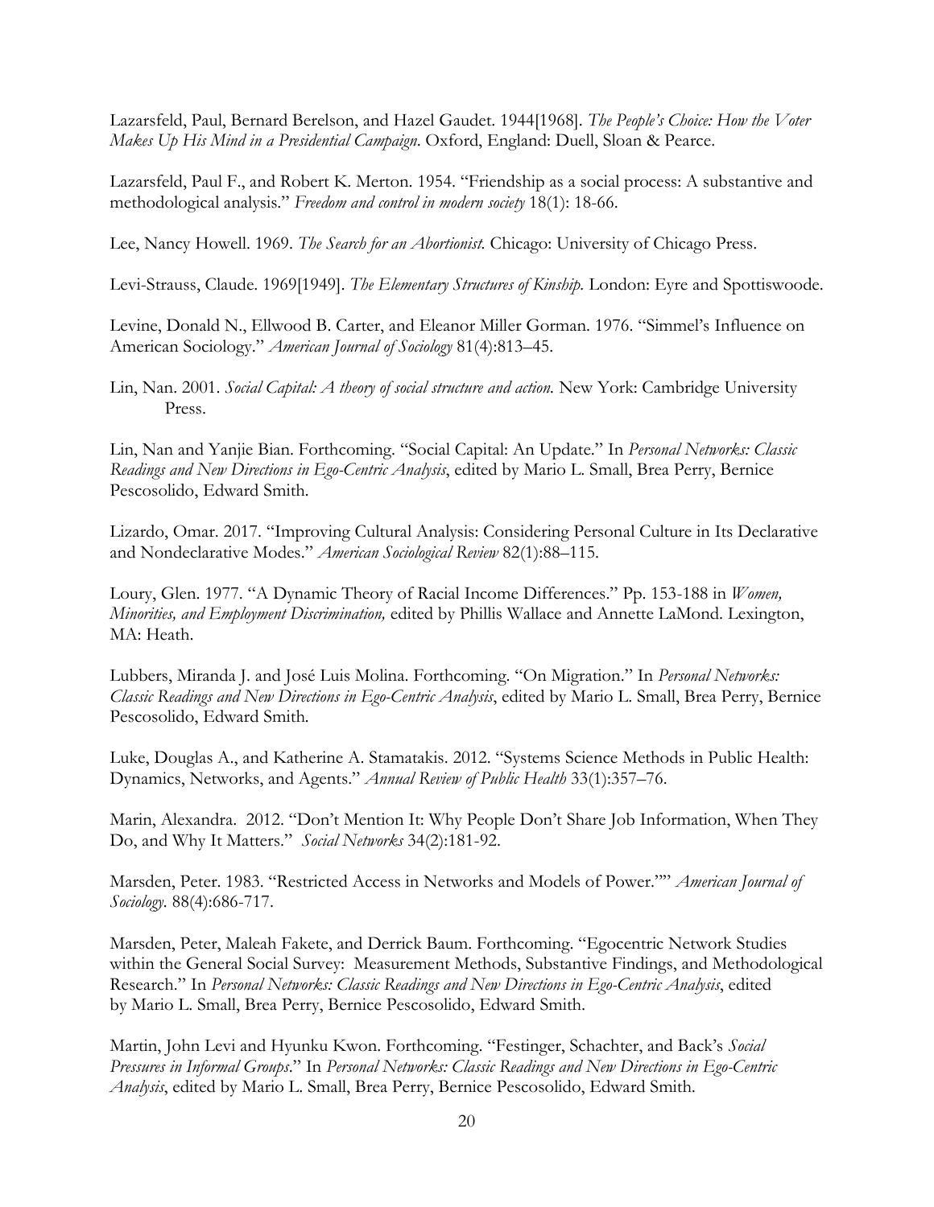Lazarsfeld, Paul, Bernard Berelson, and Hazel Gaudet. 1944[1968]. *The People's Choice: How the Voter Makes Up His Mind in a Presidential Campaign.* Oxford, England: Duell, Sloan & Pearce.

Lazarsfeld, Paul F., and Robert K. Merton. 1954. "Friendship as a social process: A substantive and methodological analysis." *Freedom and control in modern society* 18(1): 18-66.

Lee, Nancy Howell. 1969. *The Search for an Abortionist.* Chicago: University of Chicago Press.

Levi-Strauss, Claude. 1969[1949]. *The Elementary Structures of Kinship.* London: Eyre and Spottiswoode.

Levine, Donald N., Ellwood B. Carter, and Eleanor Miller Gorman. 1976. "Simmel's Influence on American Sociology." *American Journal of Sociology* 81(4):813–45.

Lin, Nan. 2001. *Social Capital: A theory of social structure and action.* New York: Cambridge University Press.

Lin, Nan and Yanjie Bian. Forthcoming. "Social Capital: An Update." In *Personal Networks: Classic Readings and New Directions in Ego-Centric Analysis*, edited by Mario L. Small, Brea Perry, Bernice Pescosolido, Edward Smith.

Lizardo, Omar. 2017. "Improving Cultural Analysis: Considering Personal Culture in Its Declarative and Nondeclarative Modes." *American Sociological Review* 82(1):88–115.

Loury, Glen. 1977. "A Dynamic Theory of Racial Income Differences." Pp. 153-188 in *Women, Minorities, and Employment Discrimination,* edited by Phillis Wallace and Annette LaMond. Lexington, MA: Heath.

Lubbers, Miranda J. and José Luis Molina. Forthcoming. "On Migration." In *Personal Networks: Classic Readings and New Directions in Ego-Centric Analysis*, edited by Mario L. Small, Brea Perry, Bernice Pescosolido, Edward Smith.

Luke, Douglas A., and Katherine A. Stamatakis. 2012. "Systems Science Methods in Public Health: Dynamics, Networks, and Agents." *Annual Review of Public Health* 33(1):357–76.

Marin, Alexandra. 2012. "Don't Mention It: Why People Don't Share Job Information, When They Do, and Why It Matters." *Social Networks* 34(2):181-92.

Marsden, Peter. 1983. "Restricted Access in Networks and Models of Power."" *American Journal of Sociology.* 88(4):686-717.

Marsden, Peter, Maleah Fakete, and Derrick Baum. Forthcoming. "Egocentric Network Studies within the General Social Survey: Measurement Methods, Substantive Findings, and Methodological Research." In *Personal Networks: Classic Readings and New Directions in Ego-Centric Analysis*, edited by Mario L. Small, Brea Perry, Bernice Pescosolido, Edward Smith.

Martin, John Levi and Hyunku Kwon. Forthcoming. "Festinger, Schachter, and Back's *Social Pressures in Informal Groups*." In *Personal Networks: Classic Readings and New Directions in Ego-Centric Analysis*, edited by Mario L. Small, Brea Perry, Bernice Pescosolido, Edward Smith.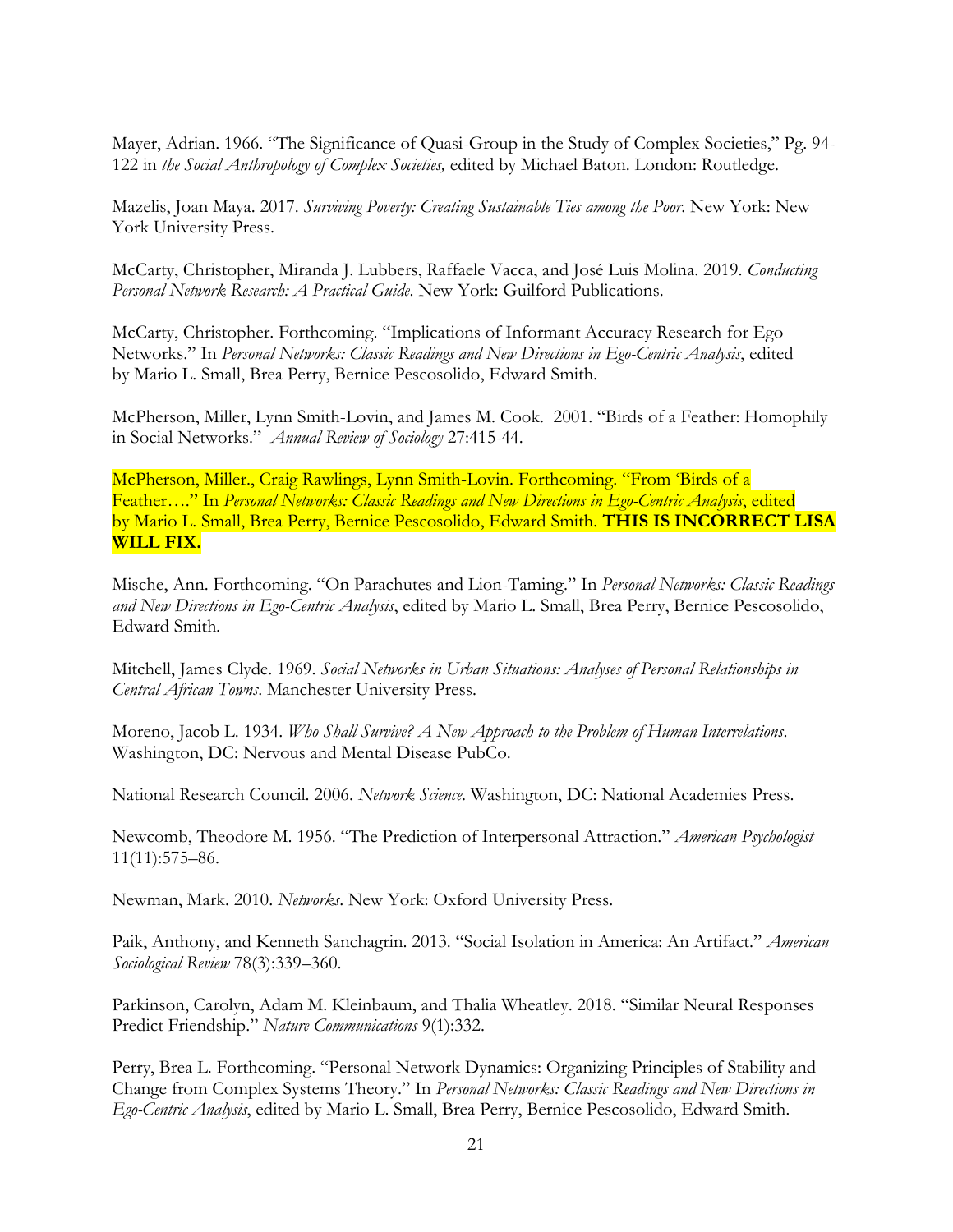Mayer, Adrian. 1966. "The Significance of Quasi-Group in the Study of Complex Societies," Pg. 94-122 in *the Social Anthropology of Complex Societies,* edited by Michael Baton. London: Routledge.

Mazelis, Joan Maya. 2017. *Surviving Poverty: Creating Sustainable Ties among the Poor*. New York: New York University Press.

McCarty, Christopher, Miranda J. Lubbers, Raffaele Vacca, and José Luis Molina. 2019. *Conducting Personal Network Research: A Practical Guide*. New York: Guilford Publications.

McCarty, Christopher. Forthcoming. "Implications of Informant Accuracy Research for Ego Networks." In *Personal Networks: Classic Readings and New Directions in Ego-Centric Analysis*, edited by Mario L. Small, Brea Perry, Bernice Pescosolido, Edward Smith.

McPherson, Miller, Lynn Smith-Lovin, and James M. Cook. 2001. "Birds of a Feather: Homophily in Social Networks." *Annual Review of Sociology* 27:415-44.

McPherson, Miller., Craig Rawlings, Lynn Smith-Lovin. Forthcoming. "From 'Birds of a Feather…." In *Personal Networks: Classic Readings and New Directions in Ego-Centric Analysis*, edited by Mario L. Small, Brea Perry, Bernice Pescosolido, Edward Smith. **THIS IS INCORRECT LISA WILL FIX.**

Mische, Ann. Forthcoming. "On Parachutes and Lion-Taming." In *Personal Networks: Classic Readings and New Directions in Ego-Centric Analysis*, edited by Mario L. Small, Brea Perry, Bernice Pescosolido, Edward Smith.

Mitchell, James Clyde. 1969. *Social Networks in Urban Situations: Analyses of Personal Relationships in Central African Towns*. Manchester University Press.

Moreno, Jacob L. 1934. *Who Shall Survive? A New Approach to the Problem of Human Interrelations*. Washington, DC: Nervous and Mental Disease PubCo.

National Research Council. 2006. *Network Science*. Washington, DC: National Academies Press.

Newcomb, Theodore M. 1956. "The Prediction of Interpersonal Attraction." *American Psychologist* 11(11):575–86.

Newman, Mark. 2010. *Networks*. New York: Oxford University Press.

Paik, Anthony, and Kenneth Sanchagrin. 2013. "Social Isolation in America: An Artifact." *American Sociological Review* 78(3):339–360.

Parkinson, Carolyn, Adam M. Kleinbaum, and Thalia Wheatley. 2018. "Similar Neural Responses Predict Friendship." *Nature Communications* 9(1):332.

Perry, Brea L. Forthcoming. "Personal Network Dynamics: Organizing Principles of Stability and Change from Complex Systems Theory." In *Personal Networks: Classic Readings and New Directions in Ego-Centric Analysis*, edited by Mario L. Small, Brea Perry, Bernice Pescosolido, Edward Smith.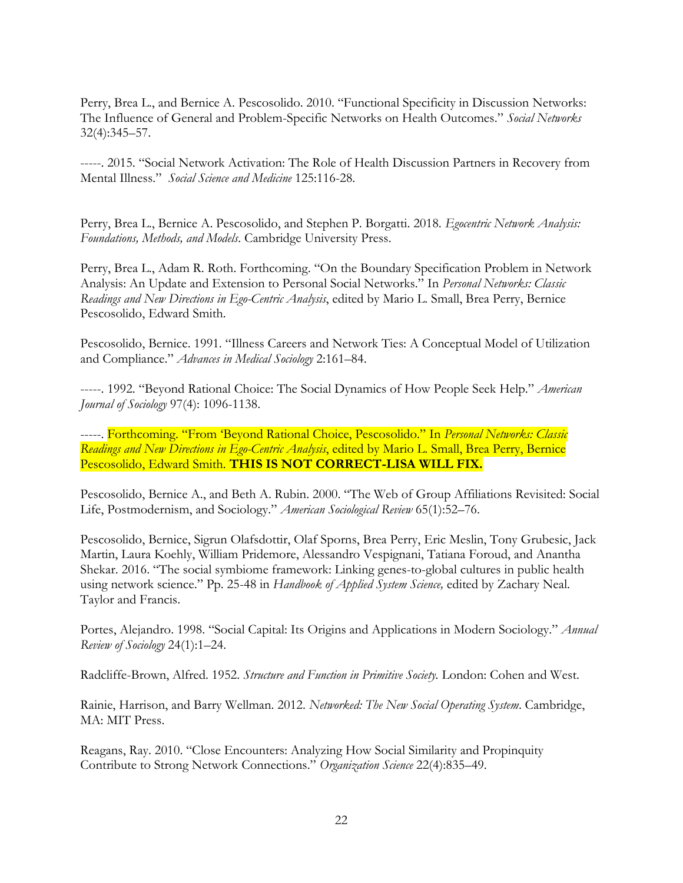Perry, Brea L., and Bernice A. Pescosolido. 2010. "Functional Specificity in Discussion Networks: The Influence of General and Problem-Specific Networks on Health Outcomes." *Social Networks* 32(4):345–57.

-----. 2015. "Social Network Activation: The Role of Health Discussion Partners in Recovery from Mental Illness." *Social Science and Medicine* 125:116-28.

Perry, Brea L., Bernice A. Pescosolido, and Stephen P. Borgatti. 2018. *Egocentric Network Analysis: Foundations, Methods, and Models*. Cambridge University Press.

Perry, Brea L., Adam R. Roth. Forthcoming. "On the Boundary Specification Problem in Network Analysis: An Update and Extension to Personal Social Networks." In *Personal Networks: Classic Readings and New Directions in Ego-Centric Analysis*, edited by Mario L. Small, Brea Perry, Bernice Pescosolido, Edward Smith.

Pescosolido, Bernice. 1991. "Illness Careers and Network Ties: A Conceptual Model of Utilization and Compliance." *Advances in Medical Sociology* 2:161–84.

-----. 1992. "Beyond Rational Choice: The Social Dynamics of How People Seek Help." *American Journal of Sociology* 97(4): 1096-1138.

-----. Forthcoming. "From 'Beyond Rational Choice, Pescosolido." In *Personal Networks: Classic Readings and New Directions in Ego-Centric Analysis*, edited by Mario L. Small, Brea Perry, Bernice Pescosolido, Edward Smith. **THIS IS NOT CORRECT-LISA WILL FIX.**

Pescosolido, Bernice A., and Beth A. Rubin. 2000. "The Web of Group Affiliations Revisited: Social Life, Postmodernism, and Sociology." *American Sociological Review* 65(1):52–76.

Pescosolido, Bernice, Sigrun Olafsdottir, Olaf Sporns, Brea Perry, Eric Meslin, Tony Grubesic, Jack Martin, Laura Koehly, William Pridemore, Alessandro Vespignani, Tatiana Foroud, and Anantha Shekar. 2016. "The social symbiome framework: Linking genes-to-global cultures in public health using network science." Pp. 25-48 in *Handbook of Applied System Science,* edited by Zachary Neal. Taylor and Francis.

Portes, Alejandro. 1998. "Social Capital: Its Origins and Applications in Modern Sociology." *Annual Review of Sociology* 24(1):1–24.

Radcliffe-Brown, Alfred. 1952. *Structure and Function in Primitive Society.* London: Cohen and West.

Rainie, Harrison, and Barry Wellman. 2012. *Networked: The New Social Operating System*. Cambridge, MA: MIT Press.

Reagans, Ray. 2010. "Close Encounters: Analyzing How Social Similarity and Propinquity Contribute to Strong Network Connections." *Organization Science* 22(4):835–49.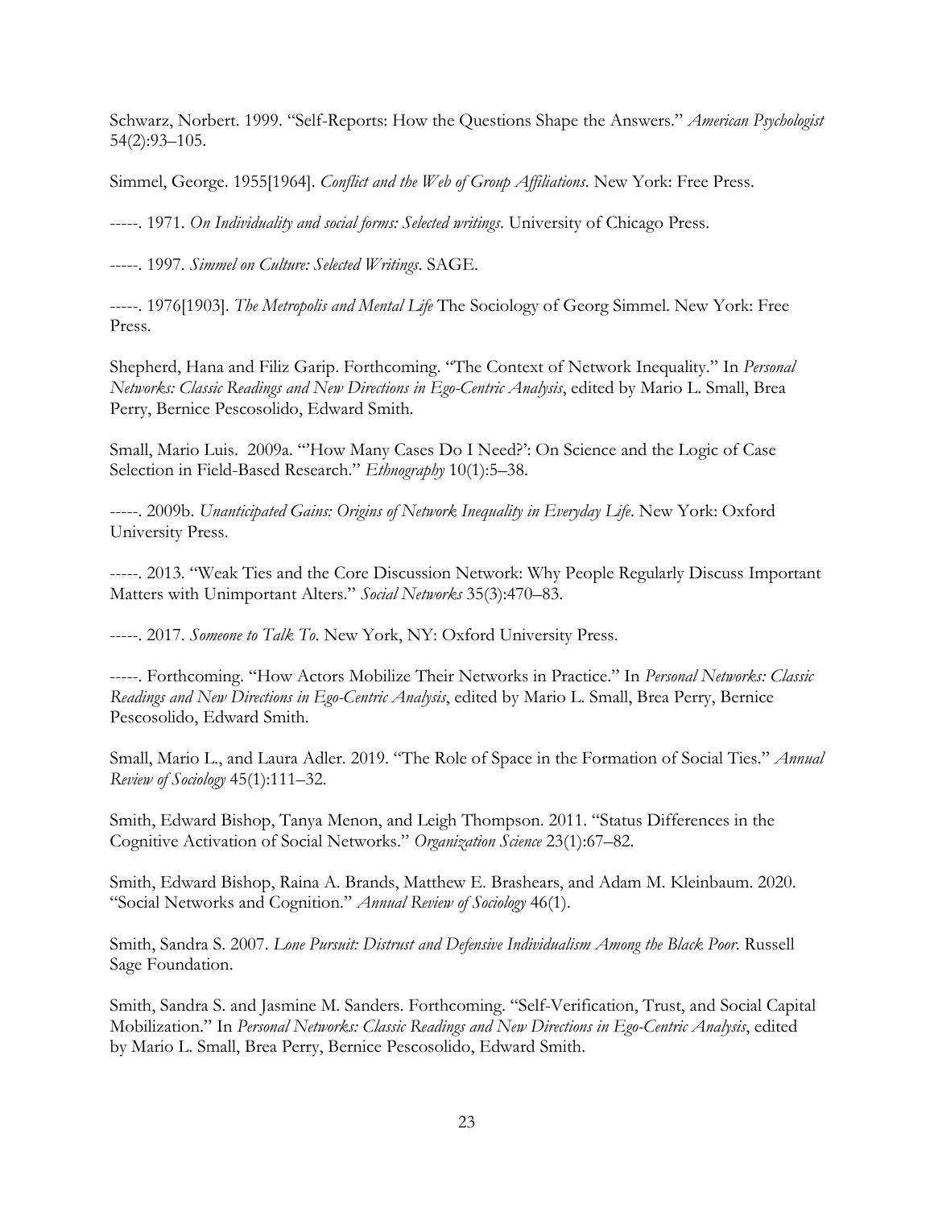Schwarz, Norbert. 1999. "Self-Reports: How the Questions Shape the Answers." *American Psychologist* 54(2):93–105.

Simmel, George. 1955[1964]. *Conflict and the Web of Group Affiliations*. New York: Free Press.

-----. 1971. *On Individuality and social forms: Selected writings*. University of Chicago Press.

-----. 1997. *Simmel on Culture: Selected Writings*. SAGE.

-----. 1976[1903]. *The Metropolis and Mental Life* The Sociology of Georg Simmel. New York: Free Press.

Shepherd, Hana and Filiz Garip. Forthcoming. "The Context of Network Inequality." In *Personal Networks: Classic Readings and New Directions in Ego-Centric Analysis*, edited by Mario L. Small, Brea Perry, Bernice Pescosolido, Edward Smith.

Small, Mario Luis. 2009a. "'How Many Cases Do I Need?': On Science and the Logic of Case Selection in Field-Based Research." *Ethnography* 10(1):5–38.

-----. 2009b. *Unanticipated Gains: Origins of Network Inequality in Everyday Life*. New York: Oxford University Press.

-----. 2013. "Weak Ties and the Core Discussion Network: Why People Regularly Discuss Important Matters with Unimportant Alters." *Social Networks* 35(3):470–83.

-----. 2017. *Someone to Talk To*. New York, NY: Oxford University Press.

-----. Forthcoming. "How Actors Mobilize Their Networks in Practice." In *Personal Networks: Classic Readings and New Directions in Ego-Centric Analysis*, edited by Mario L. Small, Brea Perry, Bernice Pescosolido, Edward Smith.

Small, Mario L., and Laura Adler. 2019. "The Role of Space in the Formation of Social Ties." *Annual Review of Sociology* 45(1):111–32.

Smith, Edward Bishop, Tanya Menon, and Leigh Thompson. 2011. "Status Differences in the Cognitive Activation of Social Networks." *Organization Science* 23(1):67–82.

Smith, Edward Bishop, Raina A. Brands, Matthew E. Brashears, and Adam M. Kleinbaum. 2020. "Social Networks and Cognition." *Annual Review of Sociology* 46(1).

Smith, Sandra S. 2007. *Lone Pursuit: Distrust and Defensive Individualism Among the Black Poor*. Russell Sage Foundation.

Smith, Sandra S. and Jasmine M. Sanders. Forthcoming. "Self-Verification, Trust, and Social Capital Mobilization." In *Personal Networks: Classic Readings and New Directions in Ego-Centric Analysis*, edited by Mario L. Small, Brea Perry, Bernice Pescosolido, Edward Smith.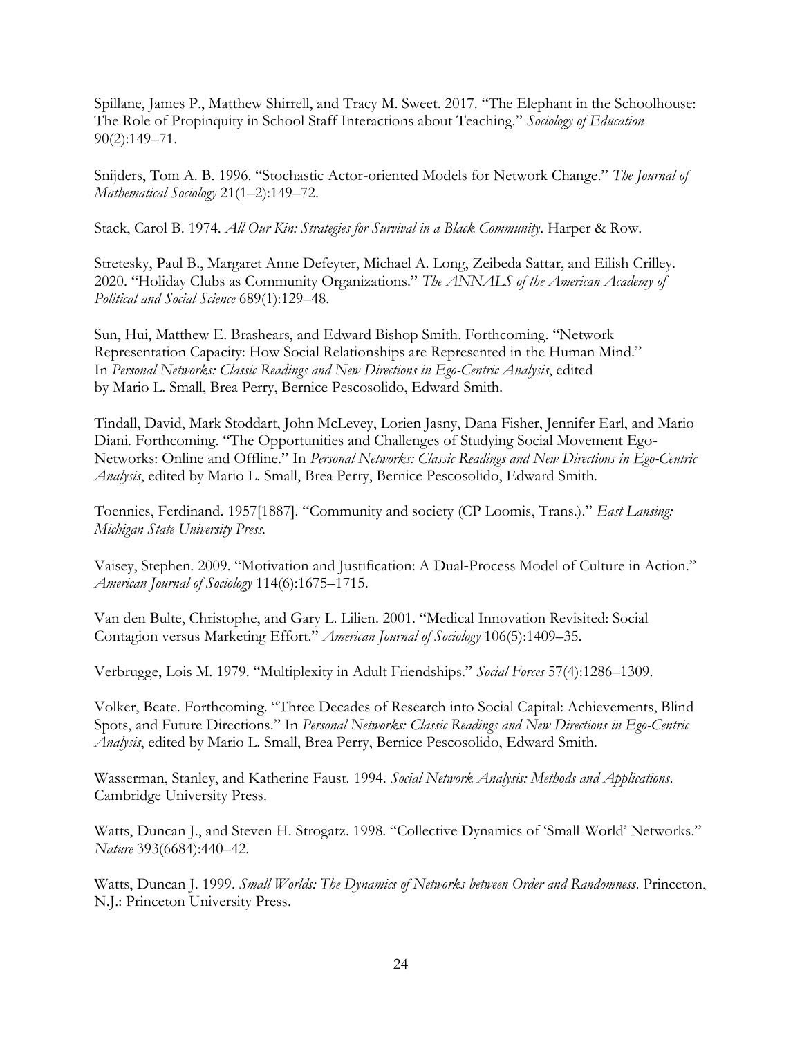Spillane, James P., Matthew Shirrell, and Tracy M. Sweet. 2017. "The Elephant in the Schoolhouse: The Role of Propinquity in School Staff Interactions about Teaching." *Sociology of Education* 90(2):149–71.

Snijders, Tom A. B. 1996. "Stochastic Actor-oriented Models for Network Change." *The Journal of Mathematical Sociology* 21(1–2):149–72.

Stack, Carol B. 1974. *All Our Kin: Strategies for Survival in a Black Community*. Harper & Row.

Stretesky, Paul B., Margaret Anne Defeyter, Michael A. Long, Zeibeda Sattar, and Eilish Crilley. 2020. "Holiday Clubs as Community Organizations." *The ANNALS of the American Academy of Political and Social Science* 689(1):129–48.

Sun, Hui, Matthew E. Brashears, and Edward Bishop Smith. Forthcoming. "Network Representation Capacity: How Social Relationships are Represented in the Human Mind." In *Personal Networks: Classic Readings and New Directions in Ego-Centric Analysis*, edited by Mario L. Small, Brea Perry, Bernice Pescosolido, Edward Smith.

Tindall, David, Mark Stoddart, John McLevey, Lorien Jasny, Dana Fisher, Jennifer Earl, and Mario Diani. Forthcoming. "The Opportunities and Challenges of Studying Social Movement Ego-Networks: Online and Offline." In *Personal Networks: Classic Readings and New Directions in Ego-Centric Analysis*, edited by Mario L. Small, Brea Perry, Bernice Pescosolido, Edward Smith.

Toennies, Ferdinand. 1957[1887]. "Community and society (CP Loomis, Trans.)." *East Lansing: Michigan State University Press.*

Vaisey, Stephen. 2009. "Motivation and Justification: A Dual-Process Model of Culture in Action." *American Journal of Sociology* 114(6):1675–1715.

Van den Bulte, Christophe, and Gary L. Lilien. 2001. "Medical Innovation Revisited: Social Contagion versus Marketing Effort." *American Journal of Sociology* 106(5):1409–35.

Verbrugge, Lois M. 1979. "Multiplexity in Adult Friendships." *Social Forces* 57(4):1286–1309.

Volker, Beate. Forthcoming. "Three Decades of Research into Social Capital: Achievements, Blind Spots, and Future Directions." In *Personal Networks: Classic Readings and New Directions in Ego-Centric Analysis*, edited by Mario L. Small, Brea Perry, Bernice Pescosolido, Edward Smith.

Wasserman, Stanley, and Katherine Faust. 1994. *Social Network Analysis: Methods and Applications*. Cambridge University Press.

Watts, Duncan J., and Steven H. Strogatz. 1998. "Collective Dynamics of 'Small-World' Networks." *Nature* 393(6684):440–42.

Watts, Duncan J. 1999. *Small Worlds: The Dynamics of Networks between Order and Randomness*. Princeton, N.J.: Princeton University Press.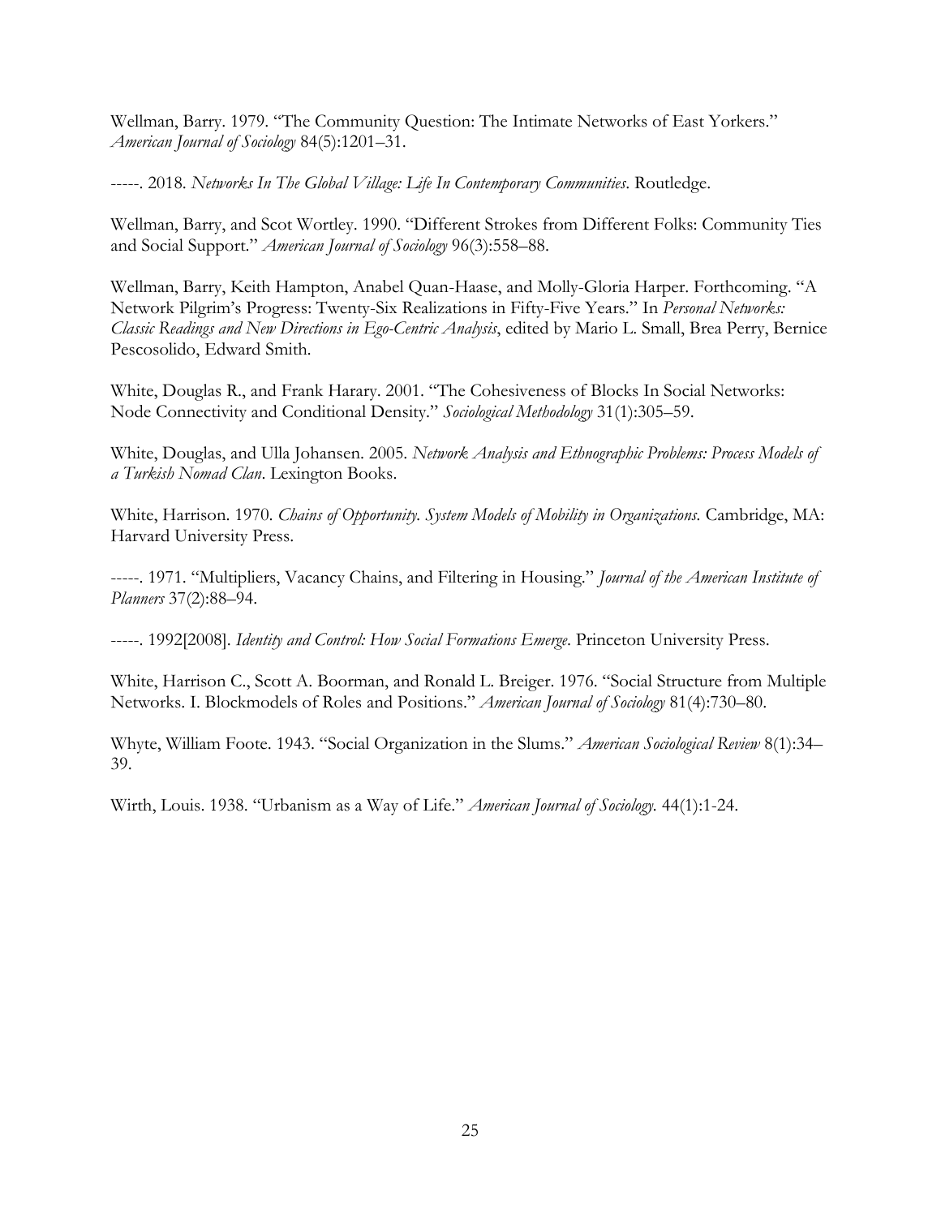Wellman, Barry. 1979. "The Community Question: The Intimate Networks of East Yorkers." *American Journal of Sociology* 84(5):1201–31.

-----. 2018. *Networks In The Global Village: Life In Contemporary Communities*. Routledge.

Wellman, Barry, and Scot Wortley. 1990. "Different Strokes from Different Folks: Community Ties and Social Support." *American Journal of Sociology* 96(3):558–88.

Wellman, Barry, Keith Hampton, Anabel Quan-Haase, and Molly-Gloria Harper. Forthcoming. "A Network Pilgrim's Progress: Twenty-Six Realizations in Fifty-Five Years." In *Personal Networks: Classic Readings and New Directions in Ego-Centric Analysis*, edited by Mario L. Small, Brea Perry, Bernice Pescosolido, Edward Smith.

White, Douglas R., and Frank Harary. 2001. "The Cohesiveness of Blocks In Social Networks: Node Connectivity and Conditional Density." *Sociological Methodology* 31(1):305–59.

White, Douglas, and Ulla Johansen. 2005. *Network Analysis and Ethnographic Problems: Process Models of a Turkish Nomad Clan*. Lexington Books.

White, Harrison. 1970. *Chains of Opportunity. System Models of Mobility in Organizations.* Cambridge, MA: Harvard University Press.

-----. 1971. "Multipliers, Vacancy Chains, and Filtering in Housing." *Journal of the American Institute of Planners* 37(2):88–94.

-----. 1992[2008]. *Identity and Control: How Social Formations Emerge*. Princeton University Press.

White, Harrison C., Scott A. Boorman, and Ronald L. Breiger. 1976. "Social Structure from Multiple Networks. I. Blockmodels of Roles and Positions." *American Journal of Sociology* 81(4):730–80.

Whyte, William Foote. 1943. "Social Organization in the Slums." *American Sociological Review* 8(1):34–39.

Wirth, Louis. 1938. "Urbanism as a Way of Life." *American Journal of Sociology.* 44(1):1-24.